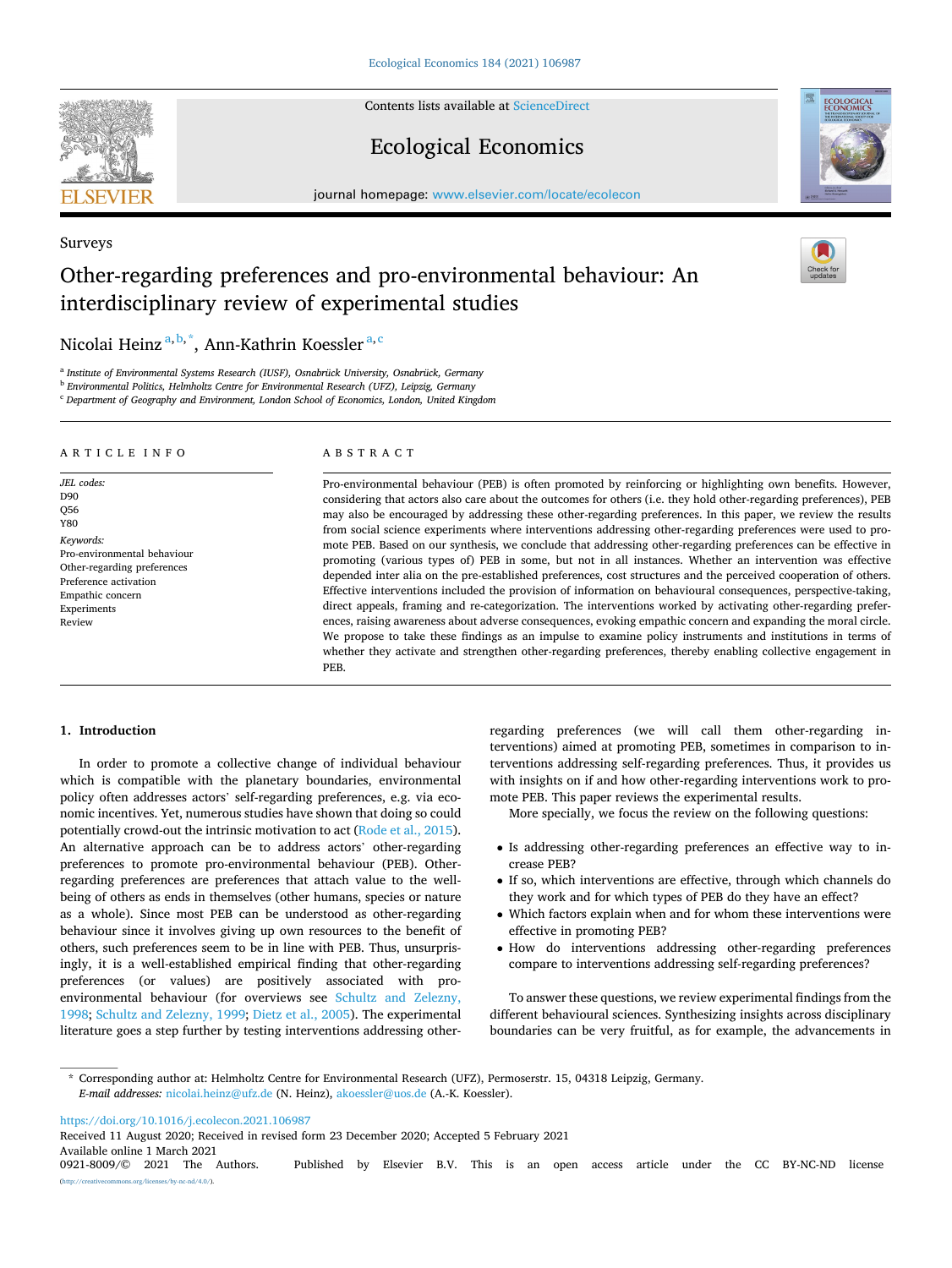Contents lists available at ScienceDirect

# Ecological Economics

journal homepage: www.elsevier.com/locate/ecolecon

Surveys

# Other-regarding preferences and pro-environmental behaviour: An interdisciplinary review of experimental studies

Nicolai Heinz[a,b,*], Ann-Kathrin Koessler[a,c]

[a] Institute of Environmental Systems Research (IUSF), Osnabrück University, Osnabrück, Germany
[b] Environmental Politics, Helmholtz Centre for Environmental Research (UFZ), Leipzig, Germany
[c] Department of Geography and Environment, London School of Economics, London, United Kingdom

## ARTICLE INFO

*JEL codes:*
D90
Q56
Y80

*Keywords:*
Pro-environmental behaviour
Other-regarding preferences
Preference activation
Empathic concern
Experiments
Review

## ABSTRACT

Pro-environmental behaviour (PEB) is often promoted by reinforcing or highlighting own benefits. However, considering that actors also care about the outcomes for others (i.e. they hold other-regarding preferences), PEB may also be encouraged by addressing these other-regarding preferences. In this paper, we review the results from social science experiments where interventions addressing other-regarding preferences were used to promote PEB. Based on our synthesis, we conclude that addressing other-regarding preferences can be effective in promoting (various types of) PEB in some, but not in all instances. Whether an intervention was effective depended inter alia on the pre-established preferences, cost structures and the perceived cooperation of others. Effective interventions included the provision of information on behavioural consequences, perspective-taking, direct appeals, framing and re-categorization. The interventions worked by activating other-regarding preferences, raising awareness about adverse consequences, evoking empathic concern and expanding the moral circle. We propose to take these findings as an impulse to examine policy instruments and institutions in terms of whether they activate and strengthen other-regarding preferences, thereby enabling collective engagement in PEB.

## 1. Introduction

In order to promote a collective change of individual behaviour which is compatible with the planetary boundaries, environmental policy often addresses actors' self-regarding preferences, e.g. via economic incentives. Yet, numerous studies have shown that doing so could potentially crowd-out the intrinsic motivation to act (Rode et al., 2015). An alternative approach can be to address actors' other-regarding preferences to promote pro-environmental behaviour (PEB). Other-regarding preferences are preferences that attach value to the well-being of others as ends in themselves (other humans, species or nature as a whole). Since most PEB can be understood as other-regarding behaviour since it involves giving up own resources to the benefit of others, such preferences seem to be in line with PEB. Thus, unsurprisingly, it is a well-established empirical finding that other-regarding preferences (or values) are positively associated with pro-environmental behaviour (for overviews see Schultz and Zelezny, 1998; Schultz and Zelezny, 1999; Dietz et al., 2005). The experimental literature goes a step further by testing interventions addressing other-regarding preferences (we will call them other-regarding interventions) aimed at promoting PEB, sometimes in comparison to interventions addressing self-regarding preferences. Thus, it provides us with insights on if and how other-regarding interventions work to promote PEB. This paper reviews the experimental results.

More specially, we focus the review on the following questions:

- Is addressing other-regarding preferences an effective way to increase PEB?
- If so, which interventions are effective, through which channels do they work and for which types of PEB do they have an effect?
- Which factors explain when and for whom these interventions were effective in promoting PEB?
- How do interventions addressing other-regarding preferences compare to interventions addressing self-regarding preferences?

To answer these questions, we review experimental findings from the different behavioural sciences. Synthesizing insights across disciplinary boundaries can be very fruitful, as for example, the advancements in

---

* Corresponding author at: Helmholtz Centre for Environmental Research (UFZ), Permoserstr. 15, 04318 Leipzig, Germany.
*E-mail addresses:* nicolai.heinz@ufz.de (N. Heinz), akoessler@uos.de (A.-K. Koessler).

https://doi.org/10.1016/j.ecolecon.2021.106987
Received 11 August 2020; Received in revised form 23 December 2020; Accepted 5 February 2021
Available online 1 March 2021
0921-8009/© 2021 The Authors. Published by Elsevier B.V. This is an open access article under the CC BY-NC-ND license (http://creativecommons.org/licenses/by-nc-nd/4.0/).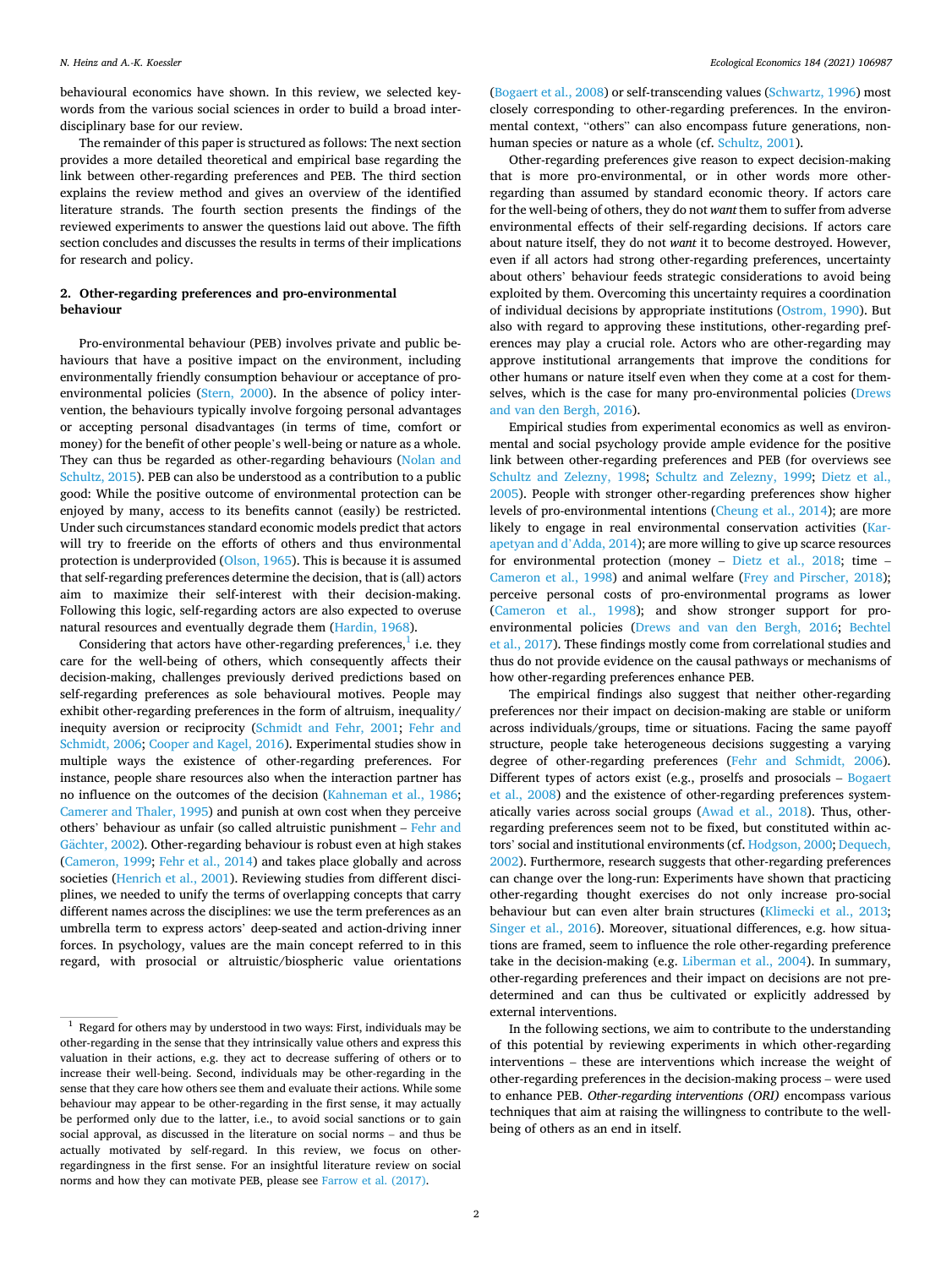behavioural economics have shown. In this review, we selected keywords from the various social sciences in order to build a broad interdisciplinary base for our review.

The remainder of this paper is structured as follows: The next section provides a more detailed theoretical and empirical base regarding the link between other-regarding preferences and PEB. The third section explains the review method and gives an overview of the identified literature strands. The fourth section presents the findings of the reviewed experiments to answer the questions laid out above. The fifth section concludes and discusses the results in terms of their implications for research and policy.

## 2. Other-regarding preferences and pro-environmental behaviour

Pro-environmental behaviour (PEB) involves private and public behaviours that have a positive impact on the environment, including environmentally friendly consumption behaviour or acceptance of pro-environmental policies (Stern, 2000). In the absence of policy intervention, the behaviours typically involve forgoing personal advantages or accepting personal disadvantages (in terms of time, comfort or money) for the benefit of other people's well-being or nature as a whole. They can thus be regarded as other-regarding behaviours (Nolan and Schultz, 2015). PEB can also be understood as a contribution to a public good: While the positive outcome of environmental protection can be enjoyed by many, access to its benefits cannot (easily) be restricted. Under such circumstances standard economic models predict that actors will try to freeride on the efforts of others and thus environmental protection is underprovided (Olson, 1965). This is because it is assumed that self-regarding preferences determine the decision, that is (all) actors aim to maximize their self-interest with their decision-making. Following this logic, self-regarding actors are also expected to overuse natural resources and eventually degrade them (Hardin, 1968).

Considering that actors have other-regarding preferences,[1] i.e. they care for the well-being of others, which consequently affects their decision-making, challenges previously derived predictions based on self-regarding preferences as sole behavioural motives. People may exhibit other-regarding preferences in the form of altruism, inequality/inequity aversion or reciprocity (Schmidt and Fehr, 2001; Fehr and Schmidt, 2006; Cooper and Kagel, 2016). Experimental studies show in multiple ways the existence of other-regarding preferences. For instance, people share resources also when the interaction partner has no influence on the outcomes of the decision (Kahneman et al., 1986; Camerer and Thaler, 1995) and punish at own cost when they perceive others' behaviour as unfair (so called altruistic punishment – Fehr and Gächter, 2002). Other-regarding behaviour is robust even at high stakes (Cameron, 1999; Fehr et al., 2014) and takes place globally and across societies (Henrich et al., 2001). Reviewing studies from different disciplines, we needed to unify the terms of overlapping concepts that carry different names across the disciplines: we use the term preferences as an umbrella term to express actors' deep-seated and action-driving inner forces. In psychology, values are the main concept referred to in this regard, with prosocial or altruistic/biospheric value orientations (Bogaert et al., 2008) or self-transcending values (Schwartz, 1996) most closely corresponding to other-regarding preferences. In the environmental context, "others" can also encompass future generations, non-human species or nature as a whole (cf. Schultz, 2001).

Other-regarding preferences give reason to expect decision-making that is more pro-environmental, or in other words more other-regarding than assumed by standard economic theory. If actors care for the well-being of others, they do not *want* them to suffer from adverse environmental effects of their self-regarding decisions. If actors care about nature itself, they do not *want* it to become destroyed. However, even if all actors had strong other-regarding preferences, uncertainty about others' behaviour feeds strategic considerations to avoid being exploited by them. Overcoming this uncertainty requires a coordination of individual decisions by appropriate institutions (Ostrom, 1990). But also with regard to approving these institutions, other-regarding preferences may play a crucial role. Actors who are other-regarding may approve institutional arrangements that improve the conditions for other humans or nature itself even when they come at a cost for themselves, which is the case for many pro-environmental policies (Drews and van den Bergh, 2016).

Empirical studies from experimental economics as well as environmental and social psychology provide ample evidence for the positive link between other-regarding preferences and PEB (for overviews see Schultz and Zelezny, 1998; Schultz and Zelezny, 1999; Dietz et al., 2005). People with stronger other-regarding preferences show higher levels of pro-environmental intentions (Cheung et al., 2014); are more likely to engage in real environmental conservation activities (Karapetyan and d'Adda, 2014); are more willing to give up scarce resources for environmental protection (money – Dietz et al., 2018; time – Cameron et al., 1998) and animal welfare (Frey and Pirscher, 2018); perceive personal costs of pro-environmental programs as lower (Cameron et al., 1998); and show stronger support for pro-environmental policies (Drews and van den Bergh, 2016; Bechtel et al., 2017). These findings mostly come from correlational studies and thus do not provide evidence on the causal pathways or mechanisms of how other-regarding preferences enhance PEB.

The empirical findings also suggest that neither other-regarding preferences nor their impact on decision-making are stable or uniform across individuals/groups, time or situations. Facing the same payoff structure, people take heterogeneous decisions suggesting a varying degree of other-regarding preferences (Fehr and Schmidt, 2006). Different types of actors exist (e.g., proselfs and prosocials – Bogaert et al., 2008) and the existence of other-regarding preferences systematically varies across social groups (Awad et al., 2018). Thus, other-regarding preferences seem not to be fixed, but constituted within actors' social and institutional environments (cf. Hodgson, 2000; Dequech, 2002). Furthermore, research suggests that other-regarding preferences can change over the long-run: Experiments have shown that practicing other-regarding thought exercises do not only increase pro-social behaviour but can even alter brain structures (Klimecki et al., 2013; Singer et al., 2016). Moreover, situational differences, e.g. how situations are framed, seem to influence the role other-regarding preference take in the decision-making (e.g. Liberman et al., 2004). In summary, other-regarding preferences and their impact on decisions are not predetermined and can thus be cultivated or explicitly addressed by external interventions.

In the following sections, we aim to contribute to the understanding of this potential by reviewing experiments in which other-regarding interventions – these are interventions which increase the weight of other-regarding preferences in the decision-making process – were used to enhance PEB. *Other-regarding interventions (ORI)* encompass various techniques that aim at raising the willingness to contribute to the well-being of others as an end in itself.

[1] Regard for others may by understood in two ways: First, individuals may be other-regarding in the sense that they intrinsically value others and express this valuation in their actions, e.g. they act to decrease suffering of others or to increase their well-being. Second, individuals may be other-regarding in the sense that they care how others see them and evaluate their actions. While some behaviour may appear to be other-regarding in the first sense, it may actually be performed only due to the latter, i.e., to avoid social sanctions or to gain social approval, as discussed in the literature on social norms – and thus be actually motivated by self-regard. In this review, we focus on other-regardingness in the first sense. For an insightful literature review on social norms and how they can motivate PEB, please see Farrow et al. (2017).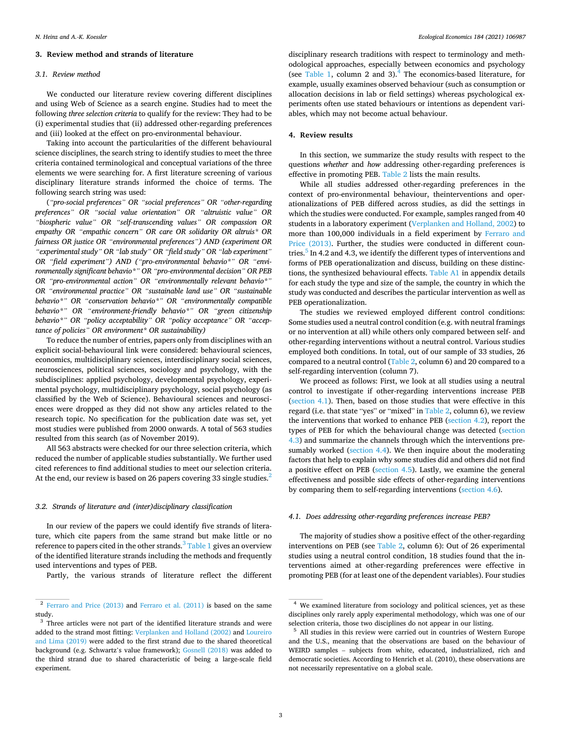## 3. Review method and strands of literature

### 3.1. Review method

We conducted our literature review covering different disciplines and using Web of Science as a search engine. Studies had to meet the following *three selection criteria* to qualify for the review: They had to be (i) experimental studies that (ii) addressed other-regarding preferences and (iii) looked at the effect on pro-environmental behaviour.

Taking into account the particularities of the different behavioural science disciplines, the search string to identify studies to meet the three criteria contained terminological and conceptual variations of the three elements we were searching for. A first literature screening of various disciplinary literature strands informed the choice of terms. The following search string was used:

*("pro-social preferences" OR "social preferences" OR "other-regarding preferences" OR "social value orientation" OR "altruistic value" OR "biospheric value" OR "self-transcending values" OR compassion OR empathy OR "empathic concern" OR care OR solidarity OR altruis* OR fairness OR justice OR "environmental preferences") AND (experiment OR "experimental study" OR "lab study" OR "field study" OR "lab experiment" OR "field experiment") AND ("pro-environmental behavio*" OR "environmentally significant behavio*" OR "pro-environmental decision" OR PEB OR "pro-environmental action" OR "environmentally relevant behavio*" OR "environmental practice" OR "sustainable land use" OR "sustainable behavio*" OR "conservation behavio*" OR "environmentally compatible behavio*" OR "environment-friendly behavio*" OR "green citizenship behavio*" OR "policy acceptability" OR "policy acceptance" OR "acceptance of policies" OR environment* OR sustainability)*

To reduce the number of entries, papers only from disciplines with an explicit social-behavioural link were considered: behavioural sciences, economics, multidisciplinary sciences, interdisciplinary social sciences, neurosciences, political sciences, sociology and psychology, with the subdisciplines: applied psychology, developmental psychology, experimental psychology, multidisciplinary psychology, social psychology (as classified by the Web of Science). Behavioural sciences and neurosciences were dropped as they did not show any articles related to the research topic. No specification for the publication date was set, yet most studies were published from 2000 onwards. A total of 563 studies resulted from this search (as of November 2019).

All 563 abstracts were checked for our three selection criteria, which reduced the number of applicable studies substantially. We further used cited references to find additional studies to meet our selection criteria. At the end, our review is based on 26 papers covering 33 single studies.[2]

### 3.2. Strands of literature and (inter)disciplinary classification

In our review of the papers we could identify five strands of literature, which cite papers from the same strand but make little or no reference to papers cited in the other strands.[3] Table 1 gives an overview of the identified literature strands including the methods and frequently used interventions and types of PEB.

Partly, the various strands of literature reflect the different disciplinary research traditions with respect to terminology and methodological approaches, especially between economics and psychology (see Table 1, column 2 and 3).[4] The economics-based literature, for example, usually examines observed behaviour (such as consumption or allocation decisions in lab or field settings) whereas psychological experiments often use stated behaviours or intentions as dependent variables, which may not become actual behaviour.

## 4. Review results

In this section, we summarize the study results with respect to the questions *whether* and *how* addressing other-regarding preferences is effective in promoting PEB. Table 2 lists the main results.

While all studies addressed other-regarding preferences in the context of pro-environmental behaviour, theinterventions and operationalizations of PEB differed across studies, as did the settings in which the studies were conducted. For example, samples ranged from 40 students in a laboratory experiment (Verplanken and Holland, 2002) to more than 100,000 individuals in a field experiment by Ferraro and Price (2013). Further, the studies were conducted in different countries.[5] In 4.2 and 4.3, we identify the different types of interventions and forms of PEB operationalization and discuss, building on these distinctions, the synthesized behavioural effects. Table A1 in appendix details for each study the type and size of the sample, the country in which the study was conducted and describes the particular intervention as well as PEB operationalization.

The studies we reviewed employed different control conditions: Some studies used a neutral control condition (e.g. with neutral framings or no intervention at all) while others only compared between self- and other-regarding interventions without a neutral control. Various studies employed both conditions. In total, out of our sample of 33 studies, 26 compared to a neutral control (Table 2, column 6) and 20 compared to a self-regarding intervention (column 7).

We proceed as follows: First, we look at all studies using a neutral control to investigate if other-regarding interventions increase PEB (section 4.1). Then, based on those studies that were effective in this regard (i.e. that state "yes" or "mixed" in Table 2, column 6), we review the interventions that worked to enhance PEB (section 4.2), report the types of PEB for which the behavioural change was detected (section 4.3) and summarize the channels through which the interventions presumably worked (section 4.4). We then inquire about the moderating factors that help to explain why some studies did and others did not find a positive effect on PEB (section 4.5). Lastly, we examine the general effectiveness and possible side effects of other-regarding interventions by comparing them to self-regarding interventions (section 4.6).

### 4.1. Does addressing other-regarding preferences increase PEB?

The majority of studies show a positive effect of the other-regarding interventions on PEB (see Table 2, column 6): Out of 26 experimental studies using a neutral control condition, 18 studies found that the interventions aimed at other-regarding preferences were effective in promoting PEB (for at least one of the dependent variables). Four studies

---

[2] Ferraro and Price (2013) and Ferraro et al. (2011) is based on the same study.

[3] Three articles were not part of the identified literature strands and were added to the strand most fitting: Verplanken and Holland (2002) and Loureiro and Lima (2019) were added to the first strand due to the shared theoretical background (e.g. Schwartz's value framework); Gosnell (2018) was added to the third strand due to shared characteristic of being a large-scale field experiment.

[4] We examined literature from sociology and political sciences, yet as these disciplines only rarely apply experimental methodology, which was one of our selection criteria, those two disciplines do not appear in our listing.

[5] All studies in this review were carried out in countries of Western Europe and the U.S., meaning that the observations are based on the behaviour of WEIRD samples – subjects from white, educated, industrialized, rich and democratic societies. According to Henrich et al. (2010), these observations are not necessarily representative on a global scale.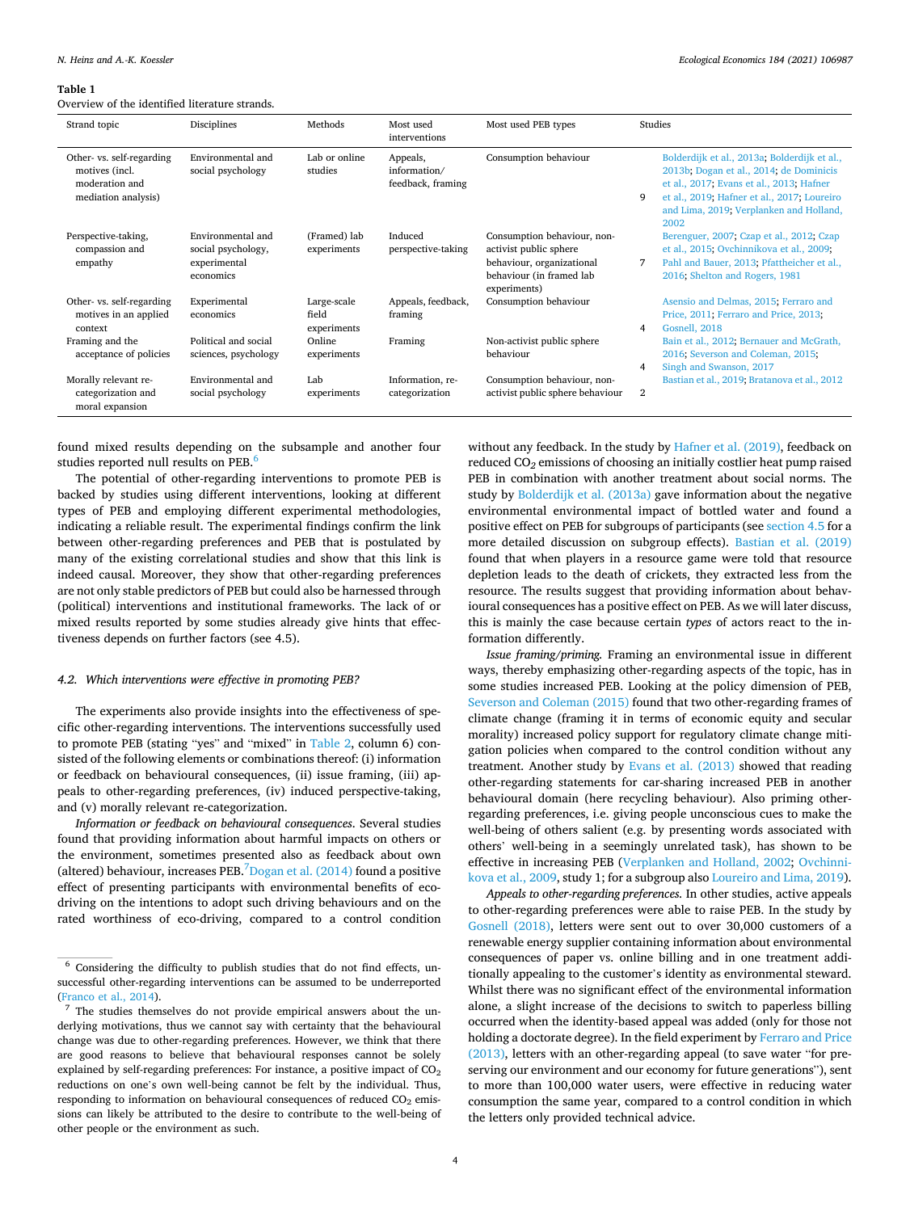**Table 1**
Overview of the identified literature strands.

| Strand topic | Disciplines | Methods | Most used interventions | Most used PEB types | | Studies |
|---|---|---|---|---|---|---|
| Other- vs. self-regarding motives (incl. moderation and mediation analysis) | Environmental and social psychology | Lab or online studies | Appeals, information/ feedback, framing | Consumption behaviour | 9 | Bolderdijk et al., 2013a; Bolderdijk et al., 2013b; Dogan et al., 2014; de Dominicis et al., 2017; Evans et al., 2013; Hafner et al., 2019; Hafner et al., 2017; Loureiro and Lima, 2019; Verplanken and Holland, 2002 |
| Perspective-taking, compassion and empathy | Environmental and social psychology, experimental economics | (Framed) lab experiments | Induced perspective-taking | Consumption behaviour, non-activist public sphere behaviour, organizational behaviour (in framed lab experiments) | 7 | Berenguer, 2007; Czap et al., 2012; Czap et al., 2015; Ovchinnikova et al., 2009; Pahl and Bauer, 2013; Pfattheicher et al., 2016; Shelton and Rogers, 1981 |
| Other- vs. self-regarding motives in an applied context | Experimental economics | Large-scale field experiments | Appeals, feedback, framing | Consumption behaviour | 4 | Asensio and Delmas, 2015; Ferraro and Price, 2011; Ferraro and Price, 2013; Gosnell, 2018 |
| Framing and the acceptance of policies | Political and social sciences, psychology | Online experiments | Framing | Non-activist public sphere behaviour | 4 | Bain et al., 2012; Bernauer and McGrath, 2016; Severson and Coleman, 2015; Singh and Swanson, 2017 |
| Morally relevant re-categorization and moral expansion | Environmental and social psychology | Lab experiments | Information, re-categorization | Consumption behaviour, non-activist public sphere behaviour | 2 | Bastian et al., 2019; Bratanova et al., 2012 |

found mixed results depending on the subsample and another four studies reported null results on PEB.[6]

The potential of other-regarding interventions to promote PEB is backed by studies using different interventions, looking at different types of PEB and employing different experimental methodologies, indicating a reliable result. The experimental findings confirm the link between other-regarding preferences and PEB that is postulated by many of the existing correlational studies and show that this link is indeed causal. Moreover, they show that other-regarding preferences are not only stable predictors of PEB but could also be harnessed through (political) interventions and institutional frameworks. The lack of or mixed results reported by some studies already give hints that effectiveness depends on further factors (see 4.5).

### 4.2. Which interventions were effective in promoting PEB?

The experiments also provide insights into the effectiveness of specific other-regarding interventions. The interventions successfully used to promote PEB (stating "yes" and "mixed" in Table 2, column 6) consisted of the following elements or combinations thereof: (i) information or feedback on behavioural consequences, (ii) issue framing, (iii) appeals to other-regarding preferences, (iv) induced perspective-taking, and (v) morally relevant re-categorization.

*Information or feedback on behavioural consequences*. Several studies found that providing information about harmful impacts on others or the environment, sometimes presented also as feedback about own (altered) behaviour, increases PEB.[7] Dogan et al. (2014) found a positive effect of presenting participants with environmental benefits of eco-driving on the intentions to adopt such driving behaviours and on the rated worthiness of eco-driving, compared to a control condition without any feedback. In the study by Hafner et al. (2019), feedback on reduced $CO_2$ emissions of choosing an initially costlier heat pump raised PEB in combination with another treatment about social norms. The study by Bolderdijk et al. (2013a) gave information about the negative environmental environmental impact of bottled water and found a positive effect on PEB for subgroups of participants (see section 4.5 for a more detailed discussion on subgroup effects). Bastian et al. (2019) found that when players in a resource game were told that resource depletion leads to the death of crickets, they extracted less from the resource. The results suggest that providing information about behavioural consequences has a positive effect on PEB. As we will later discuss, this is mainly the case because certain *types* of actors react to the information differently.

*Issue framing/priming.* Framing an environmental issue in different ways, thereby emphasizing other-regarding aspects of the topic, has in some studies increased PEB. Looking at the policy dimension of PEB, Severson and Coleman (2015) found that two other-regarding frames of climate change (framing it in terms of economic equity and secular morality) increased policy support for regulatory climate change mitigation policies when compared to the control condition without any treatment. Another study by Evans et al. (2013) showed that reading other-regarding statements for car-sharing increased PEB in another behavioural domain (here recycling behaviour). Also priming other-regarding preferences, i.e. giving people unconscious cues to make the well-being of others salient (e.g. by presenting words associated with others' well-being in a seemingly unrelated task), has shown to be effective in increasing PEB (Verplanken and Holland, 2002; Ovchinnikova et al., 2009, study 1; for a subgroup also Loureiro and Lima, 2019).

*Appeals to other-regarding preferences.* In other studies, active appeals to other-regarding preferences were able to raise PEB. In the study by Gosnell (2018), letters were sent out to over 30,000 customers of a renewable energy supplier containing information about environmental consequences of paper vs. online billing and in one treatment additionally appealing to the customer's identity as environmental steward. Whilst there was no significant effect of the environmental information alone, a slight increase of the decisions to switch to paperless billing occurred when the identity-based appeal was added (only for those not holding a doctorate degree). In the field experiment by Ferraro and Price (2013), letters with an other-regarding appeal (to save water "for preserving our environment and our economy for future generations"), sent to more than 100,000 water users, were effective in reducing water consumption the same year, compared to a control condition in which the letters only provided technical advice.

[6] Considering the difficulty to publish studies that do not find effects, unsuccessful other-regarding interventions can be assumed to be underreported (Franco et al., 2014).

[7] The studies themselves do not provide empirical answers about the underlying motivations, thus we cannot say with certainty that the behavioural change was due to other-regarding preferences. However, we think that there are good reasons to believe that behavioural responses cannot be solely explained by self-regarding preferences: For instance, a positive impact of $CO_2$ reductions on one's own well-being cannot be felt by the individual. Thus, responding to information on behavioural consequences of reduced $CO_2$ emissions can likely be attributed to the desire to contribute to the well-being of other people or the environment as such.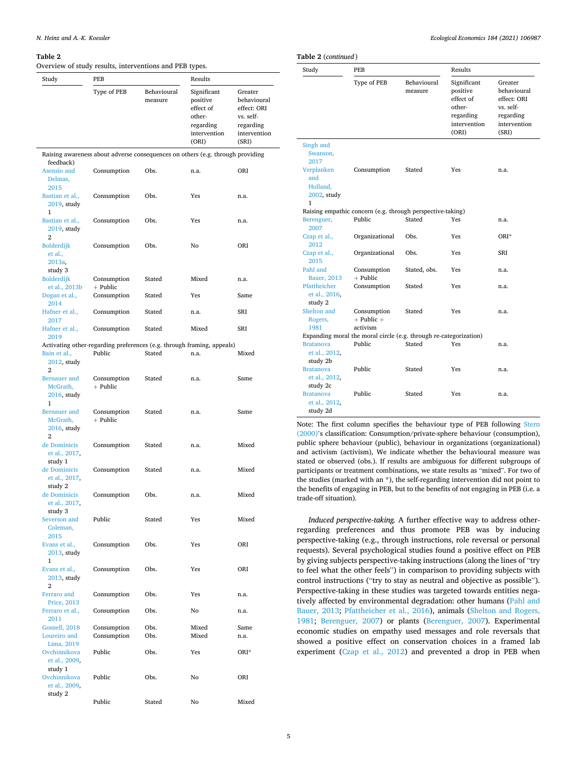**Table 2**
Overview of study results, interventions and PEB types.

| Study | PEB | | Results | |
|---|---|---|---|---|
| | Type of PEB | Behavioural measure | Significant positive effect of other-regarding intervention (ORI) | Greater behavioural effect: ORI vs. self-regarding intervention (SRI) |
| *Raising awareness about adverse consequences on others (e.g. through providing feedback)* | | | | |
| Asensio and Delmas, 2015 | Consumption | Obs. | n.a. | ORI |
| Bastian et al., 2019, study 1 | Consumption | Obs. | Yes | n.a. |
| Bastian et al., 2019, study 2 | Consumption | Obs. | Yes | n.a. |
| Bolderdijk et al., 2013a, study 3 | Consumption | Obs. | No | ORI |
| Bolderdijk et al., 2013b | Consumption + Public | Stated | Mixed | n.a. |
| Dogan et al., 2014 | Consumption | Stated | Yes | Same |
| Hafner et al., 2017 | Consumption | Stated | n.a. | SRI |
| Hafner et al., 2019 | Consumption | Stated | Mixed | SRI |
| *Activating other-regarding preferences (e.g. through framing, appeals)* | | | | |
| Bain et al., 2012, study 2 | Public | Stated | n.a. | Mixed |
| Bernauer and McGrath, 2016, study 1 | Consumption + Public | Stated | n.a. | Same |
| Bernauer and McGrath, 2016, study 2 | Consumption + Public | Stated | n.a. | Same |
| de Dominicis et al., 2017, study 1 | Consumption | Stated | n.a. | Mixed |
| de Dominicis et al., 2017, study 2 | Consumption | Stated | n.a. | Mixed |
| de Dominicis et al., 2017, study 3 | Consumption | Obs. | n.a. | Mixed |
| Severson and Coleman, 2015 | Public | Stated | Yes | Mixed |
| Evans et al., 2013, study 1 | Consumption | Obs. | Yes | ORI |
| Evans et al., 2013, study 2 | Consumption | Obs. | Yes | ORI |
| Ferraro and Price, 2013 | Consumption | Obs. | Yes | n.a. |
| Ferraro et al., 2011 | Consumption | Obs. | No | n.a. |
| Gosnell, 2018 | Consumption | Obs. | Mixed | Same |
| Loureiro and Lima, 2019 | Consumption | Obs. | Mixed | n.a. |
| Ovchinnikova et al., 2009, study 1 | Public | Obs. | Yes | ORI* |
| Ovchinnikova et al., 2009, study 2 | Public | Obs. | No | ORI |
| Singh and Swanson, 2017 | Public | Stated | No | Mixed |
| Verplanken and Holland, 2002, study 1 | Consumption | Stated | Yes | n.a. |
| *Raising empathic concern (e.g. through perspective-taking)* | | | | |
| Berenguer, 2007 | Public | Stated | Yes | n.a. |
| Czap et al., 2012 | Organizational | Obs. | Yes | ORI* |
| Czap et al., 2015 | Organizational | Obs. | Yes | SRI |
| Pahl and Bauer, 2013 | Consumption + Public | Stated, obs. | Yes | n.a. |
| Pfattheicher et al., 2016, study 2 | Consumption | Stated | Yes | n.a. |
| Shelton and Rogers, 1981 | Consumption + Public + activism | Stated | Yes | n.a. |
| *Expanding moral the moral circle (e.g. through re-categorization)* | | | | |
| Bratanova et al., 2012, study 2b | Public | Stated | Yes | n.a. |
| Bratanova et al., 2012, study 2c | Public | Stated | Yes | n.a. |
| Bratanova et al., 2012, study 2d | Public | Stated | Yes | n.a. |

Note: The first column specifies the behaviour type of PEB following Stern (2000)'s classification: Consumption/private-sphere behaviour (consumption), public sphere behaviour (public), behaviour in organizations (organizational) and activism (activism), We indicate whether the behavioural measure was stated or observed (obs.). If results are ambiguous for different subgroups of participants or treatment combinations, we state results as "mixed". For two of the studies (marked with an *), the self-regarding intervention did not point to the benefits of engaging in PEB, but to the benefits of not engaging in PEB (i.e. a trade-off situation).

*Induced perspective-taking.* A further effective way to address other-regarding preferences and thus promote PEB was by inducing perspective-taking (e.g., through instructions, role reversal or personal requests). Several psychological studies found a positive effect on PEB by giving subjects perspective-taking instructions (along the lines of "try to feel what the other feels") in comparison to providing subjects with control instructions ("try to stay as neutral and objective as possible"). Perspective-taking in these studies was targeted towards entities negatively affected by environmental degradation: other humans (Pahl and Bauer, 2013; Pfattheicher et al., 2016), animals (Shelton and Rogers, 1981; Berenguer, 2007) or plants (Berenguer, 2007). Experimental economic studies on empathy used messages and role reversals that showed a positive effect on conservation choices in a framed lab experiment (Czap et al., 2012) and prevented a drop in PEB when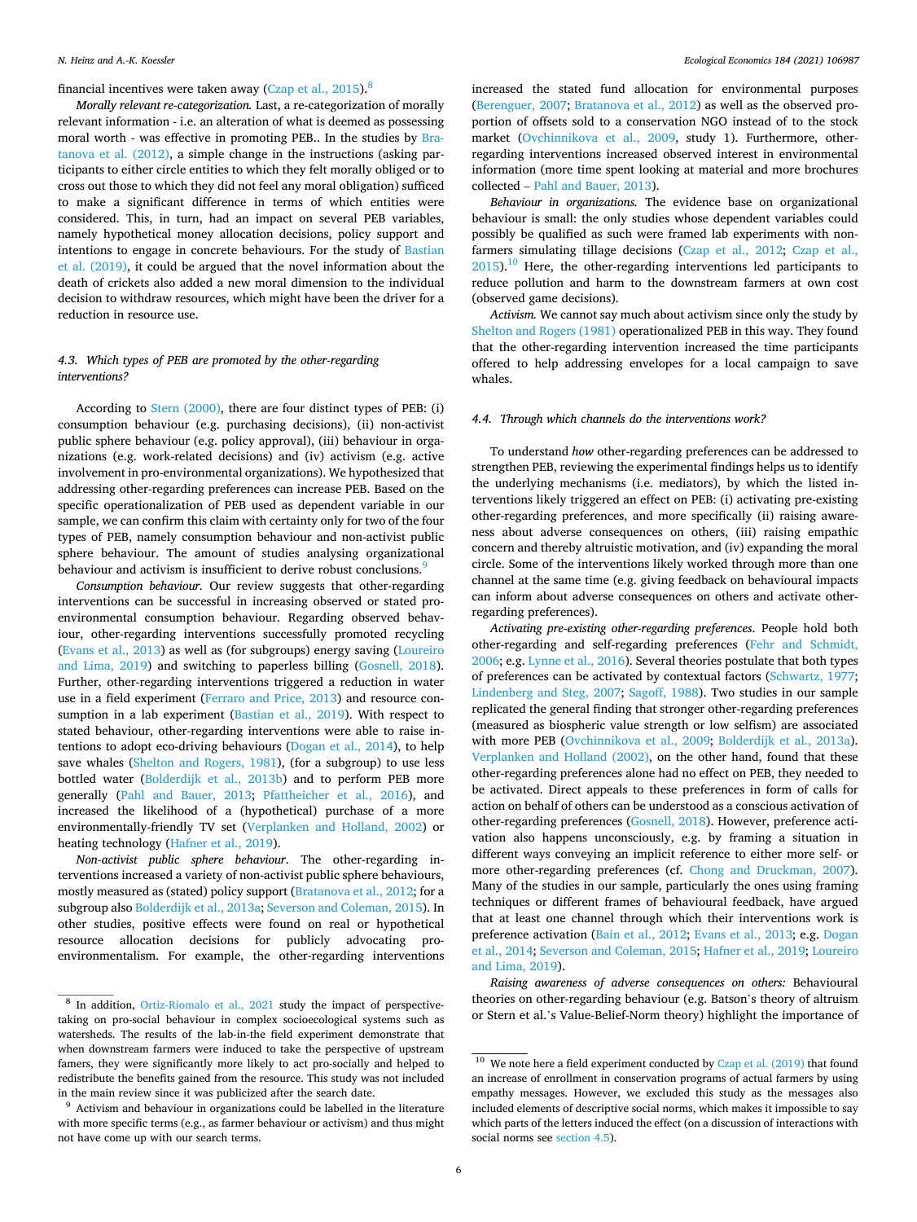financial incentives were taken away (Czap et al., 2015).[8]

*Morally relevant re-categorization.* Last, a re-categorization of morally relevant information - i.e. an alteration of what is deemed as possessing moral worth - was effective in promoting PEB.. In the studies by Bratanova et al. (2012), a simple change in the instructions (asking participants to either circle entities to which they felt morally obliged or to cross out those to which they did not feel any moral obligation) sufficed to make a significant difference in terms of which entities were considered. This, in turn, had an impact on several PEB variables, namely hypothetical money allocation decisions, policy support and intentions to engage in concrete behaviours. For the study of Bastian et al. (2019), it could be argued that the novel information about the death of crickets also added a new moral dimension to the individual decision to withdraw resources, which might have been the driver for a reduction in resource use.

### 4.3. Which types of PEB are promoted by the other-regarding interventions?

According to Stern (2000), there are four distinct types of PEB: (i) consumption behaviour (e.g. purchasing decisions), (ii) non-activist public sphere behaviour (e.g. policy approval), (iii) behaviour in organizations (e.g. work-related decisions) and (iv) activism (e.g. active involvement in pro-environmental organizations). We hypothesized that addressing other-regarding preferences can increase PEB. Based on the specific operationalization of PEB used as dependent variable in our sample, we can confirm this claim with certainty only for two of the four types of PEB, namely consumption behaviour and non-activist public sphere behaviour. The amount of studies analysing organizational behaviour and activism is insufficient to derive robust conclusions.[9]

*Consumption behaviour.* Our review suggests that other-regarding interventions can be successful in increasing observed or stated pro-environmental consumption behaviour. Regarding observed behaviour, other-regarding interventions successfully promoted recycling (Evans et al., 2013) as well as (for subgroups) energy saving (Loureiro and Lima, 2019) and switching to paperless billing (Gosnell, 2018). Further, other-regarding interventions triggered a reduction in water use in a field experiment (Ferraro and Price, 2013) and resource consumption in a lab experiment (Bastian et al., 2019). With respect to stated behaviour, other-regarding interventions were able to raise intentions to adopt eco-driving behaviours (Dogan et al., 2014), to help save whales (Shelton and Rogers, 1981), (for a subgroup) to use less bottled water (Bolderdijk et al., 2013b) and to perform PEB more generally (Pahl and Bauer, 2013; Pfattheicher et al., 2016), and increased the likelihood of a (hypothetical) purchase of a more environmentally-friendly TV set (Verplanken and Holland, 2002) or heating technology (Hafner et al., 2019).

*Non-activist public sphere behaviour.* The other-regarding interventions increased a variety of non-activist public sphere behaviours, mostly measured as (stated) policy support (Bratanova et al., 2012; for a subgroup also Bolderdijk et al., 2013a; Severson and Coleman, 2015). In other studies, positive effects were found on real or hypothetical resource allocation decisions for publicly advocating pro-environmentalism. For example, the other-regarding interventions increased the stated fund allocation for environmental purposes (Berenguer, 2007; Bratanova et al., 2012) as well as the observed proportion of offsets sold to a conservation NGO instead of to the stock market (Ovchinnikova et al., 2009, study 1). Furthermore, other-regarding interventions increased observed interest in environmental information (more time spent looking at material and more brochures collected – Pahl and Bauer, 2013).

*Behaviour in organizations.* The evidence base on organizational behaviour is small: the only studies whose dependent variables could possibly be qualified as such were framed lab experiments with non-farmers simulating tillage decisions (Czap et al., 2012; Czap et al., 2015).[10] Here, the other-regarding interventions led participants to reduce pollution and harm to the downstream farmers at own cost (observed game decisions).

*Activism.* We cannot say much about activism since only the study by Shelton and Rogers (1981) operationalized PEB in this way. They found that the other-regarding intervention increased the time participants offered to help addressing envelopes for a local campaign to save whales.

### 4.4. Through which channels do the interventions work?

To understand *how* other-regarding preferences can be addressed to strengthen PEB, reviewing the experimental findings helps us to identify the underlying mechanisms (i.e. mediators), by which the listed interventions likely triggered an effect on PEB: (i) activating pre-existing other-regarding preferences, and more specifically (ii) raising awareness about adverse consequences on others, (iii) raising empathic concern and thereby altruistic motivation, and (iv) expanding the moral circle. Some of the interventions likely worked through more than one channel at the same time (e.g. giving feedback on behavioural impacts can inform about adverse consequences on others and activate other-regarding preferences).

*Activating pre-existing other-regarding preferences.* People hold both other-regarding and self-regarding preferences (Fehr and Schmidt, 2006; e.g. Lynne et al., 2016). Several theories postulate that both types of preferences can be activated by contextual factors (Schwartz, 1977; Lindenberg and Steg, 2007; Sagoff, 1988). Two studies in our sample replicated the general finding that stronger other-regarding preferences (measured as biospheric value strength or low selfism) are associated with more PEB (Ovchinnikova et al., 2009; Bolderdijk et al., 2013a). Verplanken and Holland (2002), on the other hand, found that these other-regarding preferences alone had no effect on PEB, they needed to be activated. Direct appeals to these preferences in form of calls for action on behalf of others can be understood as a conscious activation of other-regarding preferences (Gosnell, 2018). However, preference activation also happens unconsciously, e.g. by framing a situation in different ways conveying an implicit reference to either more self- or more other-regarding preferences (cf. Chong and Druckman, 2007). Many of the studies in our sample, particularly the ones using framing techniques or different frames of behavioural feedback, have argued that at least one channel through which their interventions work is preference activation (Bain et al., 2012; Evans et al., 2013; e.g. Dogan et al., 2014; Severson and Coleman, 2015; Hafner et al., 2019; Loureiro and Lima, 2019).

*Raising awareness of adverse consequences on others:* Behavioural theories on other-regarding behaviour (e.g. Batson's theory of altruism or Stern et al.'s Value-Belief-Norm theory) highlight the importance of

---

[8] In addition, Ortiz-Riomalo et al., 2021 study the impact of perspective-taking on pro-social behaviour in complex socioecological systems such as watersheds. The results of the lab-in-the field experiment demonstrate that when downstream farmers were induced to take the perspective of upstream famers, they were significantly more likely to act pro-socially and helped to redistribute the benefits gained from the resource. This study was not included in the main review since it was publicized after the search date.

[9] Activism and behaviour in organizations could be labelled in the literature with more specific terms (e.g., as farmer behaviour or activism) and thus might not have come up with our search terms.

[10] We note here a field experiment conducted by Czap et al. (2019) that found an increase of enrollment in conservation programs of actual farmers by using empathy messages. However, we excluded this study as the messages also included elements of descriptive social norms, which makes it impossible to say which parts of the letters induced the effect (on a discussion of interactions with social norms see section 4.5).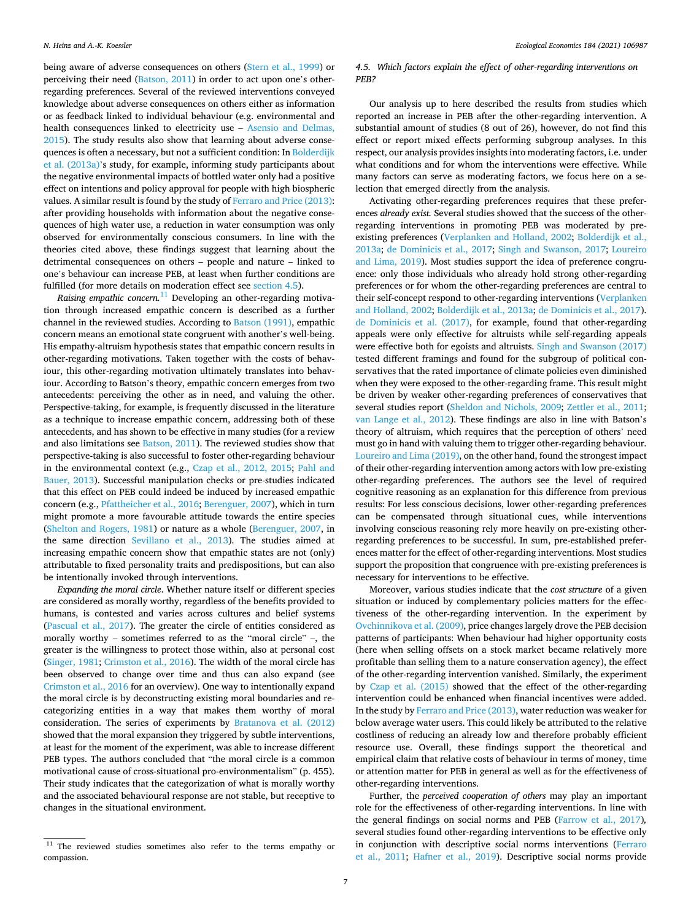being aware of adverse consequences on others (Stern et al., 1999) or perceiving their need (Batson, 2011) in order to act upon one's other-regarding preferences. Several of the reviewed interventions conveyed knowledge about adverse consequences on others either as information or as feedback linked to individual behaviour (e.g. environmental and health consequences linked to electricity use – Asensio and Delmas, 2015). The study results also show that learning about adverse consequences is often a necessary, but not a sufficient condition: In Bolderdijk et al. (2013a)'s study, for example, informing study participants about the negative environmental impacts of bottled water only had a positive effect on intentions and policy approval for people with high biospheric values. A similar result is found by the study of Ferraro and Price (2013): after providing households with information about the negative consequences of high water use, a reduction in water consumption was only observed for environmentally conscious consumers. In line with the theories cited above, these findings suggest that learning about the detrimental consequences on others – people and nature – linked to one's behaviour can increase PEB, at least when further conditions are fulfilled (for more details on moderation effect see section 4.5).

*Raising empathic concern.*[11] Developing an other-regarding motivation through increased empathic concern is described as a further channel in the reviewed studies. According to Batson (1991), empathic concern means an emotional state congruent with another's well-being. His empathy-altruism hypothesis states that empathic concern results in other-regarding motivations. Taken together with the costs of behaviour, this other-regarding motivation ultimately translates into behaviour. According to Batson's theory, empathic concern emerges from two antecedents: perceiving the other as in need, and valuing the other. Perspective-taking, for example, is frequently discussed in the literature as a technique to increase empathic concern, addressing both of these antecedents, and has shown to be effective in many studies (for a review and also limitations see Batson, 2011). The reviewed studies show that perspective-taking is also successful to foster other-regarding behaviour in the environmental context (e.g., Czap et al., 2012, 2015; Pahl and Bauer, 2013). Successful manipulation checks or pre-studies indicated that this effect on PEB could indeed be induced by increased empathic concern (e.g., Pfattheicher et al., 2016; Berenguer, 2007), which in turn might promote a more favourable attitude towards the entire species (Shelton and Rogers, 1981) or nature as a whole (Berenguer, 2007, in the same direction Sevillano et al., 2013). The studies aimed at increasing empathic concern show that empathic states are not (only) attributable to fixed personality traits and predispositions, but can also be intentionally invoked through interventions.

*Expanding the moral circle*. Whether nature itself or different species are considered as morally worthy, regardless of the benefits provided to humans, is contested and varies across cultures and belief systems (Pascual et al., 2017). The greater the circle of entities considered as morally worthy – sometimes referred to as the "moral circle" –, the greater is the willingness to protect those within, also at personal cost (Singer, 1981; Crimston et al., 2016). The width of the moral circle has been observed to change over time and thus can also expand (see Crimston et al., 2016 for an overview). One way to intentionally expand the moral circle is by deconstructing existing moral boundaries and re-categorizing entities in a way that makes them worthy of moral consideration. The series of experiments by Bratanova et al. (2012) showed that the moral expansion they triggered by subtle interventions, at least for the moment of the experiment, was able to increase different PEB types. The authors concluded that "the moral circle is a common motivational cause of cross-situational pro-environmentalism" (p. 455). Their study indicates that the categorization of what is morally worthy and the associated behavioural response are not stable, but receptive to changes in the situational environment.

[11] The reviewed studies sometimes also refer to the terms empathy or compassion.

### 4.5. Which factors explain the effect of other-regarding interventions on PEB?

Our analysis up to here described the results from studies which reported an increase in PEB after the other-regarding intervention. A substantial amount of studies (8 out of 26), however, do not find this effect or report mixed effects performing subgroup analyses. In this respect, our analysis provides insights into moderating factors, i.e. under what conditions and for whom the interventions were effective. While many factors can serve as moderating factors, we focus here on a selection that emerged directly from the analysis.

Activating other-regarding preferences requires that these preferences *already exist.* Several studies showed that the success of the other-regarding interventions in promoting PEB was moderated by pre-existing preferences (Verplanken and Holland, 2002; Bolderdijk et al., 2013a; de Dominicis et al., 2017; Singh and Swanson, 2017; Loureiro and Lima, 2019). Most studies support the idea of preference congruence: only those individuals who already hold strong other-regarding preferences or for whom the other-regarding preferences are central to their self-concept respond to other-regarding interventions (Verplanken and Holland, 2002; Bolderdijk et al., 2013a; de Dominicis et al., 2017). de Dominicis et al. (2017), for example, found that other-regarding appeals were only effective for altruists while self-regarding appeals were effective both for egoists and altruists. Singh and Swanson (2017) tested different framings and found for the subgroup of political conservatives that the rated importance of climate policies even diminished when they were exposed to the other-regarding frame. This result might be driven by weaker other-regarding preferences of conservatives that several studies report (Sheldon and Nichols, 2009; Zettler et al., 2011; van Lange et al., 2012). These findings are also in line with Batson's theory of altruism, which requires that the perception of others' need must go in hand with valuing them to trigger other-regarding behaviour. Loureiro and Lima (2019), on the other hand, found the strongest impact of their other-regarding intervention among actors with low pre-existing other-regarding preferences. The authors see the level of required cognitive reasoning as an explanation for this difference from previous results: For less conscious decisions, lower other-regarding preferences can be compensated through situational cues, while interventions involving conscious reasoning rely more heavily on pre-existing other-regarding preferences to be successful. In sum, pre-established preferences matter for the effect of other-regarding interventions. Most studies support the proposition that congruence with pre-existing preferences is necessary for interventions to be effective.

Moreover, various studies indicate that the *cost structure* of a given situation or induced by complementary policies matters for the effectiveness of the other-regarding intervention. In the experiment by Ovchinnikova et al. (2009), price changes largely drove the PEB decision patterns of participants: When behaviour had higher opportunity costs (here when selling offsets on a stock market became relatively more profitable than selling them to a nature conservation agency), the effect of the other-regarding intervention vanished. Similarly, the experiment by Czap et al. (2015) showed that the effect of the other-regarding intervention could be enhanced when financial incentives were added. In the study by Ferraro and Price (2013), water reduction was weaker for below average water users. This could likely be attributed to the relative costliness of reducing an already low and therefore probably efficient resource use. Overall, these findings support the theoretical and empirical claim that relative costs of behaviour in terms of money, time or attention matter for PEB in general as well as for the effectiveness of other-regarding interventions.

Further, the *perceived cooperation of others* may play an important role for the effectiveness of other-regarding interventions. In line with the general findings on social norms and PEB (Farrow et al., 2017), several studies found other-regarding interventions to be effective only in conjunction with descriptive social norms interventions (Ferraro et al., 2011; Hafner et al., 2019). Descriptive social norms provide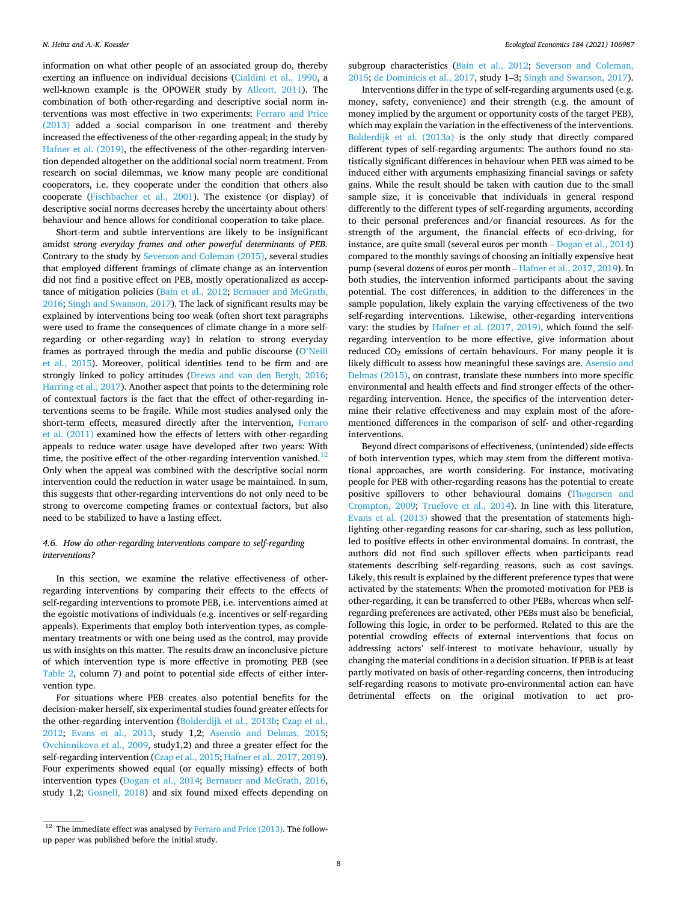information on what other people of an associated group do, thereby exerting an influence on individual decisions (Cialdini et al., 1990, a well-known example is the OPOWER study by Allcott, 2011). The combination of both other-regarding and descriptive social norm interventions was most effective in two experiments: Ferraro and Price (2013) added a social comparison in one treatment and thereby increased the effectiveness of the other-regarding appeal; in the study by Hafner et al. (2019), the effectiveness of the other-regarding intervention depended altogether on the additional social norm treatment. From research on social dilemmas, we know many people are conditional cooperators, i.e. they cooperate under the condition that others also cooperate (Fischbacher et al., 2001). The existence (or display) of descriptive social norms decreases hereby the uncertainty about others' behaviour and hence allows for conditional cooperation to take place.

Short-term and subtle interventions are likely to be insignificant amidst *strong everyday frames and other powerful determinants of PEB*. Contrary to the study by Severson and Coleman (2015), several studies that employed different framings of climate change as an intervention did not find a positive effect on PEB, mostly operationalized as acceptance of mitigation policies (Bain et al., 2012; Bernauer and McGrath, 2016; Singh and Swanson, 2017). The lack of significant results may be explained by interventions being too weak (often short text paragraphs were used to frame the consequences of climate change in a more self-regarding or other-regarding way) in relation to strong everyday frames as portrayed through the media and public discourse (O'Neill et al., 2015). Moreover, political identities tend to be firm and are strongly linked to policy attitudes (Drews and van den Bergh, 2016; Harring et al., 2017). Another aspect that points to the determining role of contextual factors is the fact that the effect of other-regarding interventions seems to be fragile. While most studies analysed only the short-term effects, measured directly after the intervention, Ferraro et al. (2011) examined how the effects of letters with other-regarding appeals to reduce water usage have developed after two years: With time, the positive effect of the other-regarding intervention vanished.[12] Only when the appeal was combined with the descriptive social norm intervention could the reduction in water usage be maintained. In sum, this suggests that other-regarding interventions do not only need to be strong to overcome competing frames or contextual factors, but also need to be stabilized to have a lasting effect.

### 4.6. How do other-regarding interventions compare to self-regarding interventions?

In this section, we examine the relative effectiveness of other-regarding interventions by comparing their effects to the effects of self-regarding interventions to promote PEB, i.e. interventions aimed at the egoistic motivations of individuals (e.g. incentives or self-regarding appeals). Experiments that employ both intervention types, as complementary treatments or with one being used as the control, may provide us with insights on this matter. The results draw an inconclusive picture of which intervention type is more effective in promoting PEB (see Table 2, column 7) and point to potential side effects of either intervention type.

For situations where PEB creates also potential benefits for the decision-maker herself, six experimental studies found greater effects for the other-regarding intervention (Bolderdijk et al., 2013b; Czap et al., 2012; Evans et al., 2013, study 1,2; Asensio and Delmas, 2015; Ovchinnikova et al., 2009, study1,2) and three a greater effect for the self-regarding intervention (Czap et al., 2015; Hafner et al., 2017, 2019). Four experiments showed equal (or equally missing) effects of both intervention types (Dogan et al., 2014; Bernauer and McGrath, 2016, study 1,2; Gosnell, 2018) and six found mixed effects depending on subgroup characteristics (Bain et al., 2012; Severson and Coleman, 2015; de Dominicis et al., 2017, study 1–3; Singh and Swanson, 2017).

Interventions differ in the type of self-regarding arguments used (e.g. money, safety, convenience) and their strength (e.g. the amount of money implied by the argument or opportunity costs of the target PEB), which may explain the variation in the effectiveness of the interventions. Bolderdijk et al. (2013a) is the only study that directly compared different types of self-regarding arguments: The authors found no statistically significant differences in behaviour when PEB was aimed to be induced either with arguments emphasizing financial savings or safety gains. While the result should be taken with caution due to the small sample size, it is conceivable that individuals in general respond differently to the different types of self-regarding arguments, according to their personal preferences and/or financial resources. As for the strength of the argument, the financial effects of eco-driving, for instance, are quite small (several euros per month – Dogan et al., 2014) compared to the monthly savings of choosing an initially expensive heat pump (several dozens of euros per month – Hafner et al., 2017, 2019). In both studies, the intervention informed participants about the saving potential. The cost differences, in addition to the differences in the sample population, likely explain the varying effectiveness of the two self-regarding interventions. Likewise, other-regarding interventions vary: the studies by Hafner et al. (2017, 2019), which found the self-regarding intervention to be more effective, give information about reduced $CO_2$ emissions of certain behaviours. For many people it is likely difficult to assess how meaningful these savings are. Asensio and Delmas (2015), on contrast, translate these numbers into more specific environmental and health effects and find stronger effects of the other-regarding intervention. Hence, the specifics of the intervention determine their relative effectiveness and may explain most of the aforementioned differences in the comparison of self- and other-regarding interventions.

Beyond direct comparisons of effectiveness, (unintended) side effects of both intervention types, which may stem from the different motivational approaches, are worth considering. For instance, motivating people for PEB with other-regarding reasons has the potential to create positive spillovers to other behavioural domains (Thøgersen and Crompton, 2009; Truelove et al., 2014). In line with this literature, Evans et al. (2013) showed that the presentation of statements highlighting other-regarding reasons for car-sharing, such as less pollution, led to positive effects in other environmental domains. In contrast, the authors did not find such spillover effects when participants read statements describing self-regarding reasons, such as cost savings. Likely, this result is explained by the different preference types that were activated by the statements: When the promoted motivation for PEB is other-regarding, it can be transferred to other PEBs, whereas when self-regarding preferences are activated, other PEBs must also be beneficial, following this logic, in order to be performed. Related to this are the potential crowding effects of external interventions that focus on addressing actors' self-interest to motivate behaviour, usually by changing the material conditions in a decision situation. If PEB is at least partly motivated on basis of other-regarding concerns, then introducing self-regarding reasons to motivate pro-environmental action can have detrimental effects on the original motivation to act pro-

[12] The immediate effect was analysed by Ferraro and Price (2013). The follow-up paper was published before the initial study.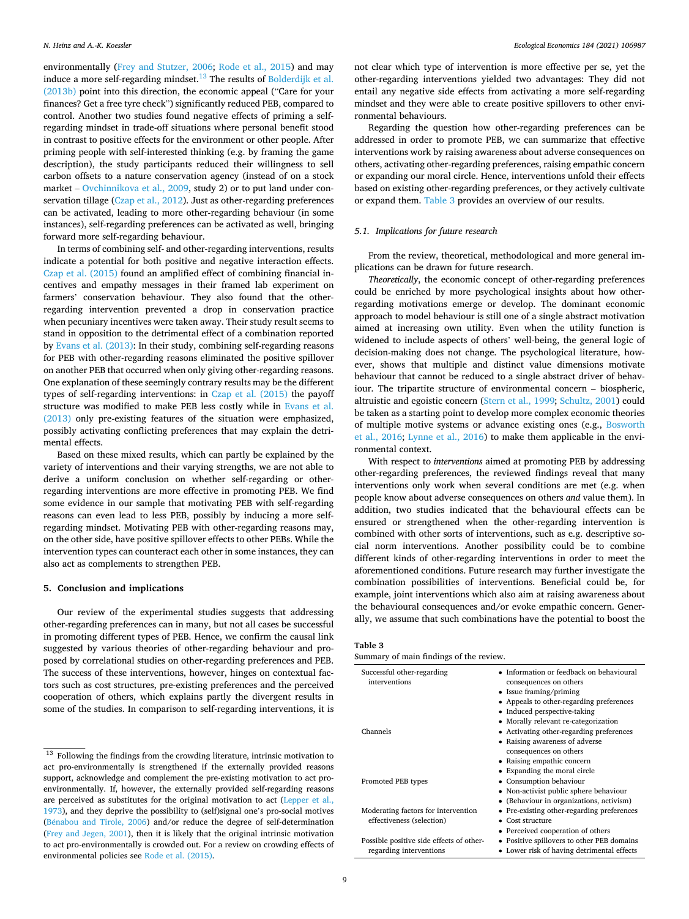environmentally (Frey and Stutzer, 2006; Rode et al., 2015) and may induce a more self-regarding mindset.[13] The results of Bolderdijk et al. (2013b) point into this direction, the economic appeal ("Care for your finances? Get a free tyre check") significantly reduced PEB, compared to control. Another two studies found negative effects of priming a self-regarding mindset in trade-off situations where personal benefit stood in contrast to positive effects for the environment or other people. After priming people with self-interested thinking (e.g. by framing the game description), the study participants reduced their willingness to sell carbon offsets to a nature conservation agency (instead of on a stock market – Ovchinnikova et al., 2009, study 2) or to put land under conservation tillage (Czap et al., 2012). Just as other-regarding preferences can be activated, leading to more other-regarding behaviour (in some instances), self-regarding preferences can be activated as well, bringing forward more self-regarding behaviour.

In terms of combining self- and other-regarding interventions, results indicate a potential for both positive and negative interaction effects. Czap et al. (2015) found an amplified effect of combining financial incentives and empathy messages in their framed lab experiment on farmers' conservation behaviour. They also found that the other-regarding intervention prevented a drop in conservation practice when pecuniary incentives were taken away. Their study result seems to stand in opposition to the detrimental effect of a combination reported by Evans et al. (2013): In their study, combining self-regarding reasons for PEB with other-regarding reasons eliminated the positive spillover on another PEB that occurred when only giving other-regarding reasons. One explanation of these seemingly contrary results may be the different types of self-regarding interventions: in Czap et al. (2015) the payoff structure was modified to make PEB less costly while in Evans et al. (2013) only pre-existing features of the situation were emphasized, possibly activating conflicting preferences that may explain the detrimental effects.

Based on these mixed results, which can partly be explained by the variety of interventions and their varying strengths, we are not able to derive a uniform conclusion on whether self-regarding or other-regarding interventions are more effective in promoting PEB. We find some evidence in our sample that motivating PEB with self-regarding reasons can even lead to less PEB, possibly by inducing a more self-regarding mindset. Motivating PEB with other-regarding reasons may, on the other side, have positive spillover effects to other PEBs. While the intervention types can counteract each other in some instances, they can also act as complements to strengthen PEB.

## 5. Conclusion and implications

Our review of the experimental studies suggests that addressing other-regarding preferences can in many, but not all cases be successful in promoting different types of PEB. Hence, we confirm the causal link suggested by various theories of other-regarding behaviour and proposed by correlational studies on other-regarding preferences and PEB. The success of these interventions, however, hinges on contextual factors such as cost structures, pre-existing preferences and the perceived cooperation of others, which explains partly the divergent results in some of the studies. In comparison to self-regarding interventions, it is not clear which type of intervention is more effective per se, yet the other-regarding interventions yielded two advantages: They did not entail any negative side effects from activating a more self-regarding mindset and they were able to create positive spillovers to other environmental behaviours.

Regarding the question how other-regarding preferences can be addressed in order to promote PEB, we can summarize that effective interventions work by raising awareness about adverse consequences on others, activating other-regarding preferences, raising empathic concern or expanding our moral circle. Hence, interventions unfold their effects based on existing other-regarding preferences, or they actively cultivate or expand them. Table 3 provides an overview of our results.

### 5.1. Implications for future research

From the review, theoretical, methodological and more general implications can be drawn for future research.

*Theoretically*, the economic concept of other-regarding preferences could be enriched by more psychological insights about how other-regarding motivations emerge or develop. The dominant economic approach to model behaviour is still one of a single abstract motivation aimed at increasing own utility. Even when the utility function is widened to include aspects of others' well-being, the general logic of decision-making does not change. The psychological literature, however, shows that multiple and distinct value dimensions motivate behaviour that cannot be reduced to a single abstract driver of behaviour. The tripartite structure of environmental concern – biospheric, altruistic and egoistic concern (Stern et al., 1999; Schultz, 2001) could be taken as a starting point to develop more complex economic theories of multiple motive systems or advance existing ones (e.g., Bosworth et al., 2016; Lynne et al., 2016) to make them applicable in the environmental context.

With respect to *interventions* aimed at promoting PEB by addressing other-regarding preferences, the reviewed findings reveal that many interventions only work when several conditions are met (e.g. when people know about adverse consequences on others *and* value them). In addition, two studies indicated that the behavioural effects can be ensured or strengthened when the other-regarding intervention is combined with other sorts of interventions, such as e.g. descriptive social norm interventions. Another possibility could be to combine different kinds of other-regarding interventions in order to meet the aforementioned conditions. Future research may further investigate the combination possibilities of interventions. Beneficial could be, for example, joint interventions which also aim at raising awareness about the behavioural consequences and/or evoke empathic concern. Generally, we assume that such combinations have the potential to boost the

**Table 3**
Summary of main findings of the review.

| | |
|---|---|
| Successful other-regarding interventions | • Information or feedback on behavioural consequences on others<br>• Issue framing/priming<br>• Appeals to other-regarding preferences<br>• Induced perspective-taking<br>• Morally relevant re-categorization |
| Channels | • Activating other-regarding preferences<br>• Raising awareness of adverse consequences on others<br>• Raising empathic concern<br>• Expanding the moral circle |
| Promoted PEB types | • Consumption behaviour<br>• Non-activist public sphere behaviour<br>• (Behaviour in organizations, activism) |
| Moderating factors for intervention effectiveness (selection) | • Pre-existing other-regarding preferences<br>• Cost structure<br>• Perceived cooperation of others |
| Possible positive side effects of other-regarding interventions | • Positive spillovers to other PEB domains<br>• Lower risk of having detrimental effects |

[13] Following the findings from the crowding literature, intrinsic motivation to act pro-environmentally is strengthened if the externally provided reasons support, acknowledge and complement the pre-existing motivation to act pro-environmentally. If, however, the externally provided self-regarding reasons are perceived as substitutes for the original motivation to act (Lepper et al., 1973), and they deprive the possibility to (self)signal one's pro-social motives (Bénabou and Tirole, 2006) and/or reduce the degree of self-determination (Frey and Jegen, 2001), then it is likely that the original intrinsic motivation to act pro-environmentally is crowded out. For a review on crowding effects of environmental policies see Rode et al. (2015).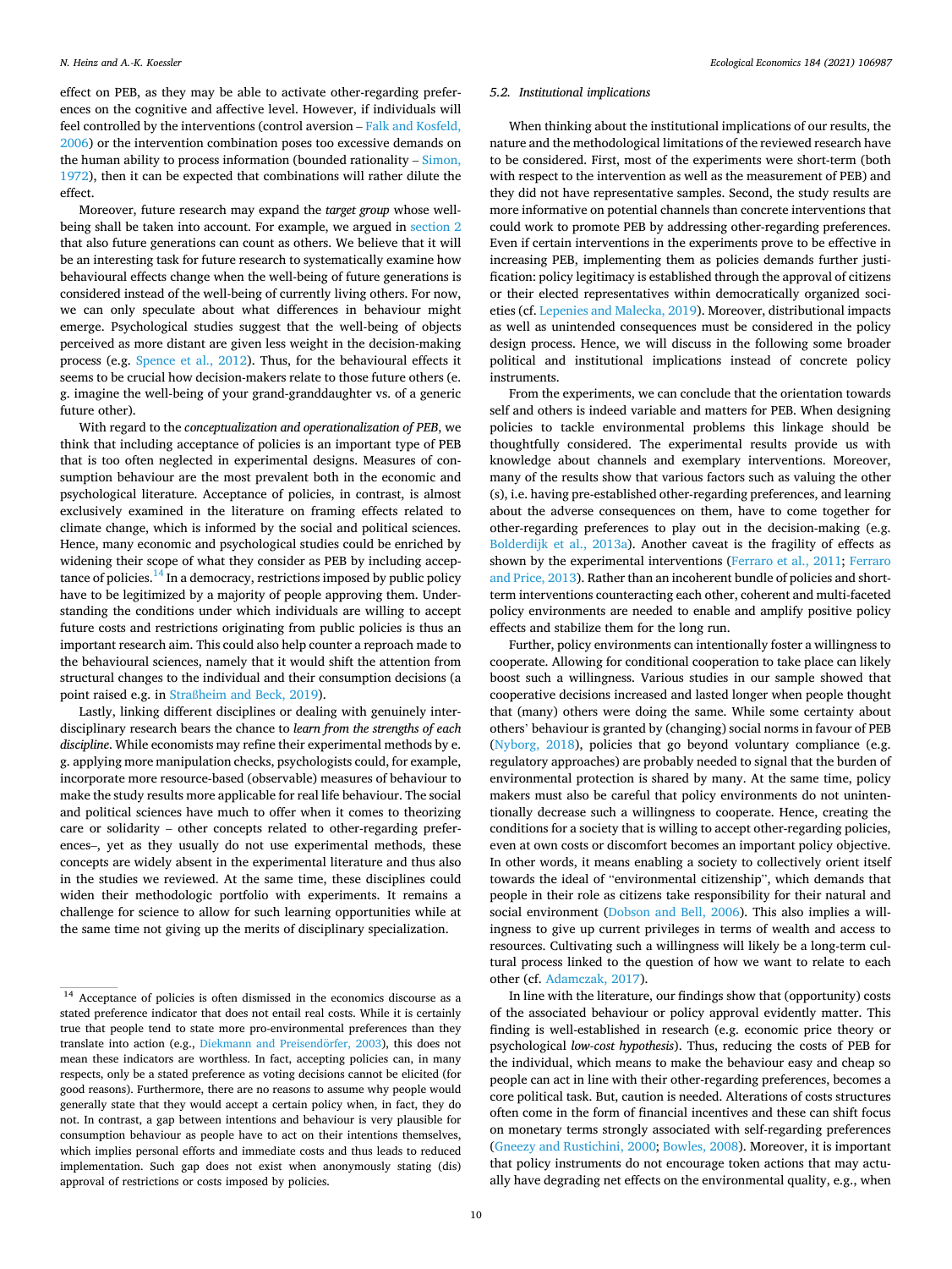effect on PEB, as they may be able to activate other-regarding preferences on the cognitive and affective level. However, if individuals will feel controlled by the interventions (control aversion – Falk and Kosfeld, 2006) or the intervention combination poses too excessive demands on the human ability to process information (bounded rationality – Simon, 1972), then it can be expected that combinations will rather dilute the effect.

Moreover, future research may expand the *target group* whose well-being shall be taken into account. For example, we argued in section 2 that also future generations can count as others. We believe that it will be an interesting task for future research to systematically examine how behavioural effects change when the well-being of future generations is considered instead of the well-being of currently living others. For now, we can only speculate about what differences in behaviour might emerge. Psychological studies suggest that the well-being of objects perceived as more distant are given less weight in the decision-making process (e.g. Spence et al., 2012). Thus, for the behavioural effects it seems to be crucial how decision-makers relate to those future others (e.g. imagine the well-being of your grand-granddaughter vs. of a generic future other).

With regard to the *conceptualization and operationalization of PEB*, we think that including acceptance of policies is an important type of PEB that is too often neglected in experimental designs. Measures of consumption behaviour are the most prevalent both in the economic and psychological literature. Acceptance of policies, in contrast, is almost exclusively examined in the literature on framing effects related to climate change, which is informed by the social and political sciences. Hence, many economic and psychological studies could be enriched by widening their scope of what they consider as PEB by including acceptance of policies.[14] In a democracy, restrictions imposed by public policy have to be legitimized by a majority of people approving them. Understanding the conditions under which individuals are willing to accept future costs and restrictions originating from public policies is thus an important research aim. This could also help counter a reproach made to the behavioural sciences, namely that it would shift the attention from structural changes to the individual and their consumption decisions (a point raised e.g. in Straßheim and Beck, 2019).

Lastly, linking different disciplines or dealing with genuinely interdisciplinary research bears the chance to *learn from the strengths of each discipline*. While economists may refine their experimental methods by e.g. applying more manipulation checks, psychologists could, for example, incorporate more resource-based (observable) measures of behaviour to make the study results more applicable for real life behaviour. The social and political sciences have much to offer when it comes to theorizing care or solidarity – other concepts related to other-regarding preferences–, yet as they usually do not use experimental methods, these concepts are widely absent in the experimental literature and thus also in the studies we reviewed. At the same time, these disciplines could widen their methodologic portfolio with experiments. It remains a challenge for science to allow for such learning opportunities while at the same time not giving up the merits of disciplinary specialization.

### 5.2. Institutional implications

When thinking about the institutional implications of our results, the nature and the methodological limitations of the reviewed research have to be considered. First, most of the experiments were short-term (both with respect to the intervention as well as the measurement of PEB) and they did not have representative samples. Second, the study results are more informative on potential channels than concrete interventions that could work to promote PEB by addressing other-regarding preferences. Even if certain interventions in the experiments prove to be effective in increasing PEB, implementing them as policies demands further justification: policy legitimacy is established through the approval of citizens or their elected representatives within democratically organized societies (cf. Lepenies and Malecka, 2019). Moreover, distributional impacts as well as unintended consequences must be considered in the policy design process. Hence, we will discuss in the following some broader political and institutional implications instead of concrete policy instruments.

From the experiments, we can conclude that the orientation towards self and others is indeed variable and matters for PEB. When designing policies to tackle environmental problems this linkage should be thoughtfully considered. The experimental results provide us with knowledge about channels and exemplary interventions. Moreover, many of the results show that various factors such as valuing the other (s), i.e. having pre-established other-regarding preferences, and learning about the adverse consequences on them, have to come together for other-regarding preferences to play out in the decision-making (e.g. Bolderdijk et al., 2013a). Another caveat is the fragility of effects as shown by the experimental interventions (Ferraro et al., 2011; Ferraro and Price, 2013). Rather than an incoherent bundle of policies and short-term interventions counteracting each other, coherent and multi-faceted policy environments are needed to enable and amplify positive policy effects and stabilize them for the long run.

Further, policy environments can intentionally foster a willingness to cooperate. Allowing for conditional cooperation to take place can likely boost such a willingness. Various studies in our sample showed that cooperative decisions increased and lasted longer when people thought that (many) others were doing the same. While some certainty about others' behaviour is granted by (changing) social norms in favour of PEB (Nyborg, 2018), policies that go beyond voluntary compliance (e.g. regulatory approaches) are probably needed to signal that the burden of environmental protection is shared by many. At the same time, policy makers must also be careful that policy environments do not unintentionally decrease such a willingness to cooperate. Hence, creating the conditions for a society that is willing to accept other-regarding policies, even at own costs or discomfort becomes an important policy objective. In other words, it means enabling a society to collectively orient itself towards the ideal of "environmental citizenship", which demands that people in their role as citizens take responsibility for their natural and social environment (Dobson and Bell, 2006). This also implies a willingness to give up current privileges in terms of wealth and access to resources. Cultivating such a willingness will likely be a long-term cultural process linked to the question of how we want to relate to each other (cf. Adamczak, 2017).

In line with the literature, our findings show that (opportunity) costs of the associated behaviour or policy approval evidently matter. This finding is well-established in research (e.g. economic price theory or psychological *low-cost hypothesis*). Thus, reducing the costs of PEB for the individual, which means to make the behaviour easy and cheap so people can act in line with their other-regarding preferences, becomes a core political task. But, caution is needed. Alterations of costs structures often come in the form of financial incentives and these can shift focus on monetary terms strongly associated with self-regarding preferences (Gneezy and Rustichini, 2000; Bowles, 2008). Moreover, it is important that policy instruments do not encourage token actions that may actually have degrading net effects on the environmental quality, e.g., when

[14] Acceptance of policies is often dismissed in the economics discourse as a stated preference indicator that does not entail real costs. While it is certainly true that people tend to state more pro-environmental preferences than they translate into action (e.g., Diekmann and Preisendörfer, 2003), this does not mean these indicators are worthless. In fact, accepting policies can, in many respects, only be a stated preference as voting decisions cannot be elicited (for good reasons). Furthermore, there are no reasons to assume why people would generally state that they would accept a certain policy when, in fact, they do not. In contrast, a gap between intentions and behaviour is very plausible for consumption behaviour as people have to act on their intentions themselves, which implies personal efforts and immediate costs and thus leads to reduced implementation. Such gap does not exist when anonymously stating (dis) approval of restrictions or costs imposed by policies.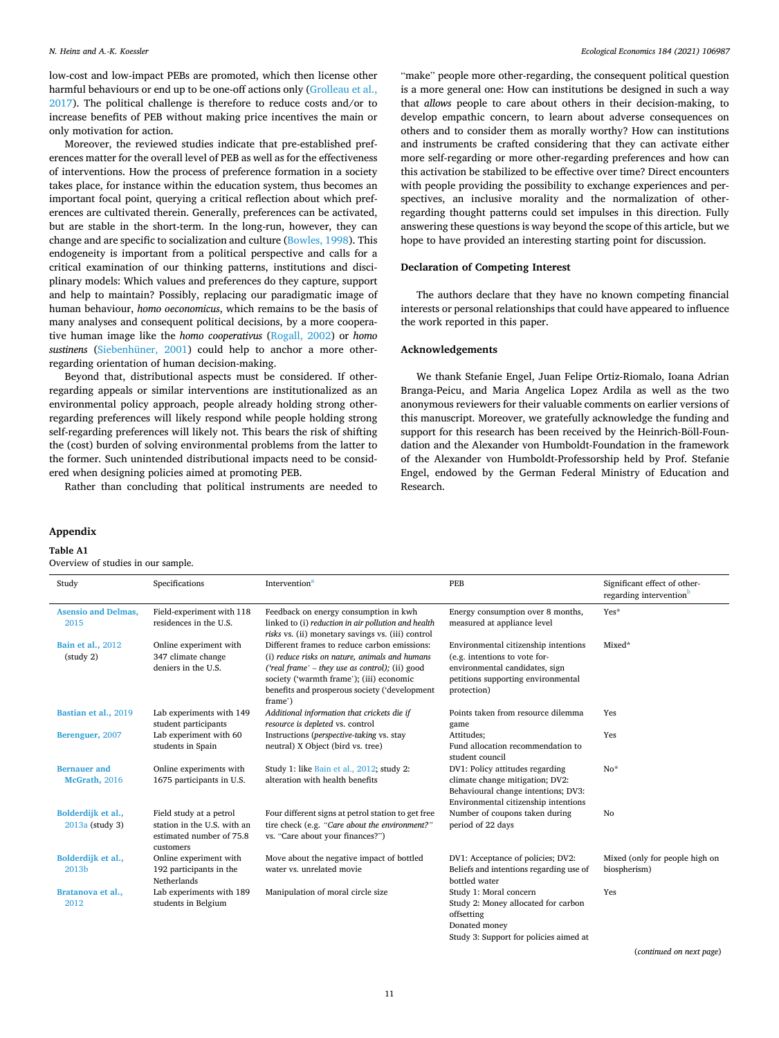low-cost and low-impact PEBs are promoted, which then license other harmful behaviours or end up to be one-off actions only (Grolleau et al., 2017). The political challenge is therefore to reduce costs and/or to increase benefits of PEB without making price incentives the main or only motivation for action.

Moreover, the reviewed studies indicate that pre-established preferences matter for the overall level of PEB as well as for the effectiveness of interventions. How the process of preference formation in a society takes place, for instance within the education system, thus becomes an important focal point, querying a critical reflection about which preferences are cultivated therein. Generally, preferences can be activated, but are stable in the short-term. In the long-run, however, they can change and are specific to socialization and culture (Bowles, 1998). This endogeneity is important from a political perspective and calls for a critical examination of our thinking patterns, institutions and disciplinary models: Which values and preferences do they capture, support and help to maintain? Possibly, replacing our paradigmatic image of human behaviour, *homo oeconomicus*, which remains to be the basis of many analyses and consequent political decisions, by a more cooperative human image like the *homo cooperativus* (Rogall, 2002) or *homo sustinens* (Siebenhüner, 2001) could help to anchor a more other-regarding orientation of human decision-making.

Beyond that, distributional aspects must be considered. If other-regarding appeals or similar interventions are institutionalized as an environmental policy approach, people already holding strong other-regarding preferences will likely respond while people holding strong self-regarding preferences will likely not. This bears the risk of shifting the (cost) burden of solving environmental problems from the latter to the former. Such unintended distributional impacts need to be considered when designing policies aimed at promoting PEB.

Rather than concluding that political instruments are needed to "make" people more other-regarding, the consequent political question is a more general one: How can institutions be designed in such a way that *allows* people to care about others in their decision-making, to develop empathic concern, to learn about adverse consequences on others and to consider them as morally worthy? How can institutions and instruments be crafted considering that they can activate either more self-regarding or more other-regarding preferences and how can this activation be stabilized to be effective over time? Direct encounters with people providing the possibility to exchange experiences and perspectives, an inclusive morality and the normalization of other-regarding thought patterns could set impulses in this direction. Fully answering these questions is way beyond the scope of this article, but we hope to have provided an interesting starting point for discussion.

## Declaration of Competing Interest

The authors declare that they have no known competing financial interests or personal relationships that could have appeared to influence the work reported in this paper.

## Acknowledgements

We thank Stefanie Engel, Juan Felipe Ortiz-Riomalo, Ioana Adrian Branga-Peicu, and Maria Angelica Lopez Ardila as well as the two anonymous reviewers for their valuable comments on earlier versions of this manuscript. Moreover, we gratefully acknowledge the funding and support for this research has been received by the Heinrich-Böll-Foundation and the Alexander von Humboldt-Foundation in the framework of the Alexander von Humboldt-Professorship held by Prof. Stefanie Engel, endowed by the German Federal Ministry of Education and Research.

## Appendix

**Table A1**
Overview of studies in our sample.

| Study | Specifications | Intervention[a] | PEB | Significant effect of other-regarding intervention[b] |
|---|---|---|---|---|
| Asensio and Delmas, 2015 | Field-experiment with 118 residences in the U.S. | Feedback on energy consumption in kwh linked to (i) *reduction in air pollution and health risks* vs. (ii) monetary savings vs. (iii) control | Energy consumption over 8 months, measured at appliance level | Yes* |
| Bain et al., 2012 (study 2) | Online experiment with 347 climate change deniers in the U.S. | Different frames to reduce carbon emissions: (i) *reduce risks on nature, animals and humans ('real frame' – they use as control);* (ii) good society ('warmth frame'); (iii) economic benefits and prosperous society ('development frame') | Environmental citizenship intentions (e.g. intentions to vote for-environmental candidates, sign petitions supporting environmental protection) | Mixed* |
| Bastian et al., 2019 | Lab experiments with 149 student participants | *Additional information that crickets die if resource is depleted* vs. control | Points taken from resource dilemma game | Yes |
| Berenguer, 2007 | Lab experiment with 60 students in Spain | Instructions (*perspective-taking* vs. stay neutral) X Object (bird vs. tree) | Attitudes;<br>Fund allocation recommendation to student council | Yes |
| Bernauer and McGrath, 2016 | Online experiments with 1675 participants in U.S. | Study 1: like Bain et al., 2012; study 2: alteration with health benefits | DV1: Policy attitudes regarding climate change mitigation; DV2: Behavioural change intentions; DV3: Environmental citizenship intentions | No* |
| Bolderdijk et al., 2013a (study 3) | Field study at a petrol station in the U.S. with an estimated number of 75.8 customers | Four different signs at petrol station to get free tire check (e.g. *"Care about the environment?"* vs. "Care about your finances?") | Number of coupons taken during period of 22 days | No |
| Bolderdijk et al., 2013b | Online experiment with 192 participants in the Netherlands | Move about the negative impact of bottled water vs. unrelated movie | DV1: Acceptance of policies; DV2: Beliefs and intentions regarding use of bottled water | Mixed (only for people high on biospherism) |
| Bratanova et al., 2012 | Lab experiments with 189 students in Belgium | Manipulation of moral circle size | Study 1: Moral concern<br>Study 2: Money allocated for carbon offsetting<br>Donated money<br>Study 3: Support for policies aimed at | Yes |

(*continued on next page*)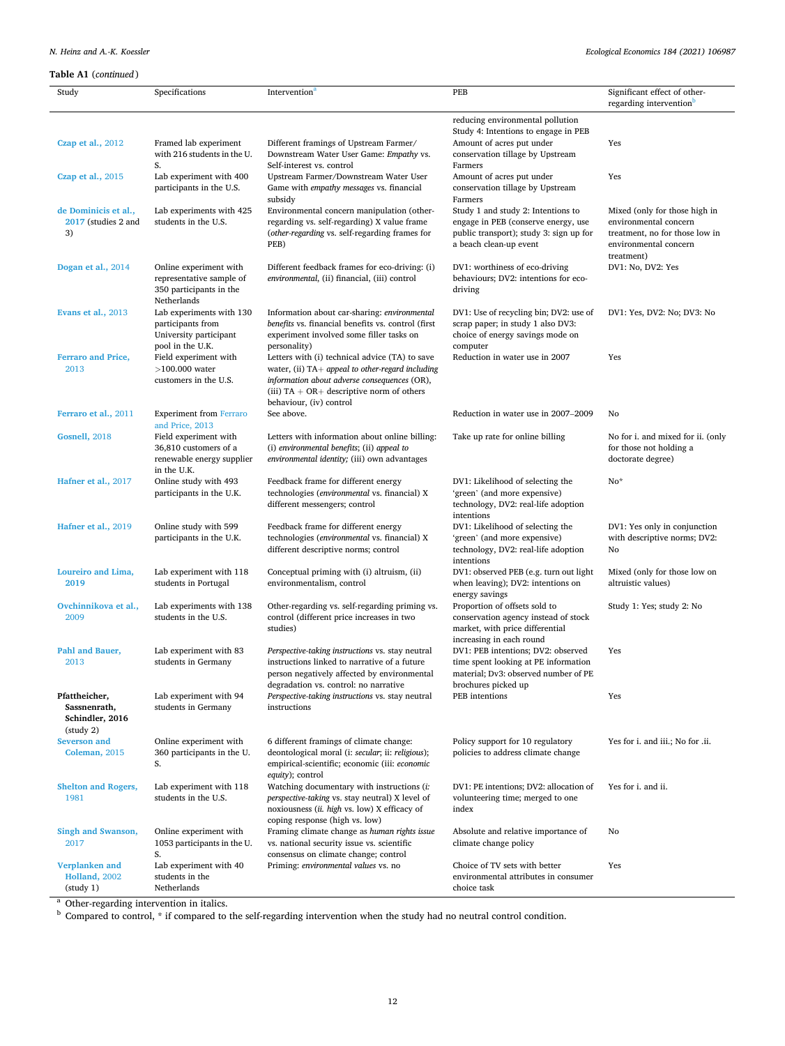**Table A1** (*continued*)

| Study | Specifications | Intervention[a] | PEB | Significant effect of other-regarding intervention[b] |
|---|---|---|---|---|
| | | | reducing environmental pollution Study 4: Intentions to engage in PEB | |
| Czap et al., 2012 | Framed lab experiment with 216 students in the U. S. | Different framings of Upstream Farmer/ Downstream Water User Game: *Empathy* vs. Self-interest vs. control | Amount of acres put under conservation tillage by Upstream Farmers | Yes |
| Czap et al., 2015 | Lab experiment with 400 participants in the U.S. | Upstream Farmer/Downstream Water User Game with *empathy messages* vs. financial subsidy | Amount of acres put under conservation tillage by Upstream Farmers | Yes |
| de Dominicis et al., 2017 (studies 2 and 3) | Lab experiments with 425 students in the U.S. | Environmental concern manipulation (other-regarding vs. self-regarding) X value frame (*other-regarding* vs. self-regarding frames for PEB) | Study 1 and study 2: Intentions to engage in PEB (conserve energy, use public transport); study 3: sign up for a beach clean-up event | Mixed (only for those high in environmental concern treatment, no for those low in environmental concern treatment) |
| Dogan et al., 2014 | Online experiment with representative sample of 350 participants in the Netherlands | Different feedback frames for eco-driving: (i) *environmental*, (ii) financial, (iii) control | DV1: worthiness of eco-driving behaviours; DV2: intentions for eco-driving | DV1: No, DV2: Yes |
| Evans et al., 2013 | Lab experiments with 130 participants from University participant pool in the U.K. | Information about car-sharing: *environmental benefits* vs. financial benefits vs. control (first experiment involved some filler tasks on personality) | DV1: Use of recycling bin; DV2: use of scrap paper; in study 1 also DV3: choice of energy savings mode on computer | DV1: Yes, DV2: No; DV3: No |
| Ferraro and Price, 2013 | Field experiment with >100.000 water customers in the U.S. | Letters with (i) technical advice (TA) to save water, (ii) TA+ *appeal to other-regard including information about adverse consequences* (OR), (iii) TA + OR+ descriptive norm of others behaviour, (iv) control | Reduction in water use in 2007 | Yes |
| Ferraro et al., 2011 | Experiment from Ferraro and Price, 2013 | See above. | Reduction in water use in 2007–2009 | No |
| Gosnell, 2018 | Field experiment with 36,810 customers of a renewable energy supplier in the U.K. | Letters with information about online billing: (i) *environmental benefits*; (ii) *appeal to environmental identity;* (iii) own advantages | Take up rate for online billing | No for i. and mixed for ii. (only for those not holding a doctorate degree) |
| Hafner et al., 2017 | Online study with 493 participants in the U.K. | Feedback frame for different energy technologies (*environmental* vs. financial) X different messengers; control | DV1: Likelihood of selecting the 'green' (and more expensive) technology, DV2: real-life adoption intentions | No* |
| Hafner et al., 2019 | Online study with 599 participants in the U.K. | Feedback frame for different energy technologies (*environmental* vs. financial) X different descriptive norms; control | DV1: Likelihood of selecting the 'green' (and more expensive) technology, DV2: real-life adoption intentions | DV1: Yes only in conjunction with descriptive norms; DV2: No |
| Loureiro and Lima, 2019 | Lab experiment with 118 students in Portugal | Conceptual priming with (i) altruism, (ii) environmentalism, control | DV1: observed PEB (e.g. turn out light when leaving); DV2: intentions on energy savings | Mixed (only for those low on altruistic values) |
| Ovchinnikova et al., 2009 | Lab experiments with 138 students in the U.S. | Other-regarding vs. self-regarding priming vs. control (different price increases in two studies) | Proportion of offsets sold to conservation agency instead of stock market, with price differential increasing in each round | Study 1: Yes; study 2: No |
| Pahl and Bauer, 2013 | Lab experiment with 83 students in Germany | *Perspective-taking instructions* vs. stay neutral instructions linked to narrative of a future person negatively affected by environmental degradation vs. control: no narrative | DV1: PEB intentions; DV2: observed time spent looking at PE information material; Dv3: observed number of PE brochures picked up | Yes |
| **Pfattheicher, Sassnenrath, Schindler, 2016** (study 2) | Lab experiment with 94 students in Germany | *Perspective-taking instructions* vs. stay neutral instructions | PEB intentions | Yes |
| Severson and Coleman, 2015 | Online experiment with 360 participants in the U. S. | 6 different framings of climate change: deontological moral (i: *secular*; ii: *religious*); empirical-scientific; economic (iii: *economic equity*); control | Policy support for 10 regulatory policies to address climate change | Yes for i. and iii.; No for .ii. |
| Shelton and Rogers, 1981 | Lab experiment with 118 students in the U.S. | Watching documentary with instructions (*i: perspective-taking* vs. stay neutral) X level of noxiousness (*ii. high* vs. low) X efficacy of coping response (high vs. low) | DV1: PE intentions; DV2: allocation of volunteering time; merged to one index | Yes for i. and ii. |
| Singh and Swanson, 2017 | Online experiment with 1053 participants in the U. S. | Framing climate change as *human rights issue* vs. national security issue vs. scientific consensus on climate change; control | Absolute and relative importance of climate change policy | No |
| Verplanken and Holland, 2002 (study 1) | Lab experiment with 40 students in the Netherlands | Priming: *environmental values* vs. no | Choice of TV sets with better environmental attributes in consumer choice task | Yes |

[a] Other-regarding intervention in italics.

[b] Compared to control, * if compared to the self-regarding intervention when the study had no neutral control condition.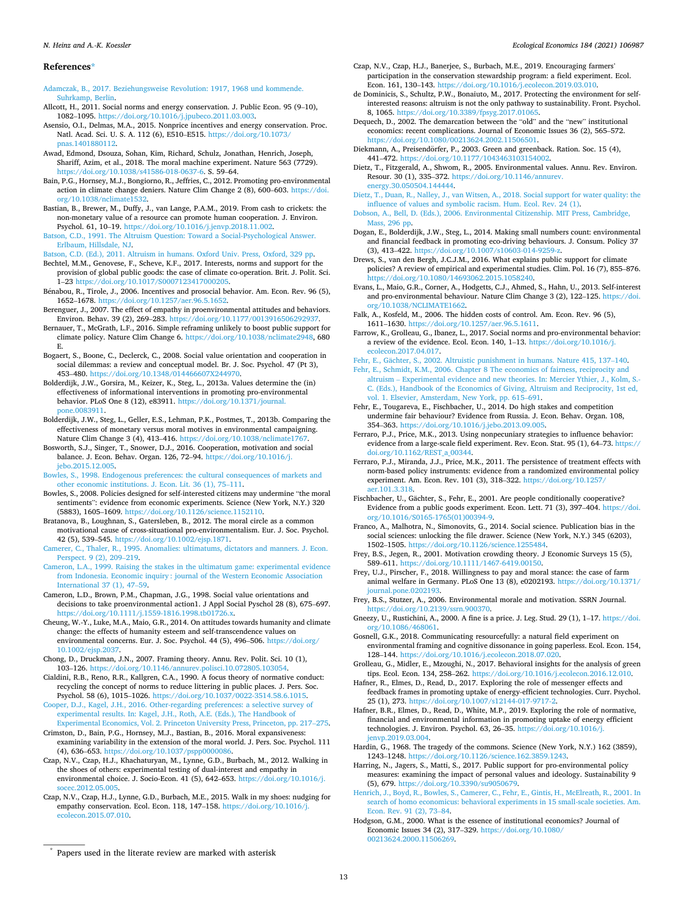## References*

Adamczak, B., 2017. Beziehungsweise Revolution: 1917, 1968 und kommende. Suhrkamp, Berlin.

Allcott, H., 2011. Social norms and energy conservation. J. Public Econ. 95 (9–10), 1082–1095. https://doi.org/10.1016/j.jpubeco.2011.03.003.

Asensio, O.I., Delmas, M.A., 2015. Nonprice incentives and energy conservation. Proc. Natl. Acad. Sci. U. S. A. 112 (6), E510–E515. https://doi.org/10.1073/pnas.1401880112.

Awad, Edmond, Dsouza, Sohan, Kim, Richard, Schulz, Jonathan, Henrich, Joseph, Shariff, Azim, et al., 2018. The moral machine experiment. Nature 563 (7729). https://doi.org/10.1038/s41586-018-0637-6. S. 59–64.

Bain, P.G., Hornsey, M.J., Bongiorno, R., Jeffries, C., 2012. Promoting pro-environmental action in climate change deniers. Nature Clim Change 2 (8), 600–603. https://doi.org/10.1038/nclimate1532.

Bastian, B., Brewer, M., Duffy, J., van Lange, P.A.M., 2019. From cash to crickets: the non-monetary value of a resource can promote human cooperation. J. Environ. Psychol. 61, 10–19. https://doi.org/10.1016/j.jenvp.2018.11.002.

Batson, C.D., 1991. The Altruism Question: Toward a Social-Psychological Answer. Erlbaum, Hillsdale, NJ.

Batson, C.D. (Ed.), 2011. Altruism in humans. Oxford Univ. Press, Oxford, 329 pp.

Bechtel, M.M., Genovese, F., Scheve, K.F., 2017. Interests, norms and support for the provision of global public goods: the case of climate co-operation. Brit. J. Polit. Sci. 1–23 https://doi.org/10.1017/S0007123417000205.

Bénabou, R., Tirole, J., 2006. Incentives and prosocial behavior. Am. Econ. Rev. 96 (5), 1652–1678. https://doi.org/10.1257/aer.96.5.1652.

Berenguer, J., 2007. The effect of empathy in proenvironmental attitudes and behaviors. Environ. Behav. 39 (2), 269–283. https://doi.org/10.1177/0013916506292937.

Bernauer, T., McGrath, L.F., 2016. Simple reframing unlikely to boost public support for climate policy. Nature Clim Change 6. https://doi.org/10.1038/nclimate2948, 680 E.

Bogaert, S., Boone, C., Declerck, C., 2008. Social value orientation and cooperation in social dilemmas: a review and conceptual model. Br. J. Soc. Psychol. 47 (Pt 3), 453–480. https://doi.org/10.1348/014466607X244970.

Bolderdijk, J.W., Gorsira, M., Keizer, K., Steg, L., 2013a. Values determine the (in) effectiveness of informational interventions in promoting pro-environmental behavior. PLoS One 8 (12), e83911. https://doi.org/10.1371/journal.pone.0083911.

Bolderdijk, J.W., Steg, L., Geller, E.S., Lehman, P.K., Postmes, T., 2013b. Comparing the effectiveness of monetary versus moral motives in environmental campaigning. Nature Clim Change 3 (4), 413–416. https://doi.org/10.1038/nclimate1767.

Bosworth, S.J., Singer, T., Snower, D.J., 2016. Cooperation, motivation and social balance. J. Econ. Behav. Organ. 126, 72–94. https://doi.org/10.1016/j.jebo.2015.12.005.

Bowles, S., 1998. Endogenous preferences: the cultural consequences of markets and other economic institutions. J. Econ. Lit. 36 (1), 75–111.

Bowles, S., 2008. Policies designed for self-interested citizens may undermine "the moral sentiments": evidence from economic experiments. Science (New York, N.Y.) 320 (5883), 1605–1609. https://doi.org/10.1126/science.1152110.

Bratanova, B., Loughnan, S., Gatersleben, B., 2012. The moral circle as a common motivational cause of cross-situational pro-environmentalism. Eur. J. Soc. Psychol. 42 (5), 539–545. https://doi.org/10.1002/ejsp.1871.

Camerer, C., Thaler, R., 1995. Anomalies: ultimatums, dictators and manners. J. Econ. Perspect. 9 (2), 209–219.

Cameron, L.A., 1999. Raising the stakes in the ultimatum game: experimental evidence from Indonesia. Economic inquiry : journal of the Western Economic Association International 37 (1), 47–59.

Cameron, L.D., Brown, P.M., Chapman, J.G., 1998. Social value orientations and decisions to take proenvironmental action1. J Appl Social Pyschol 28 (8), 675–697. https://doi.org/10.1111/j.1559-1816.1998.tb01726.x.

Cheung, W.-Y., Luke, M.A., Maio, G.R., 2014. On attitudes towards humanity and climate change: the effects of humanity esteem and self-transcendence values on environmental concerns. Eur. J. Soc. Psychol. 44 (5), 496–506. https://doi.org/10.1002/ejsp.2037.

Chong, D., Druckman, J.N., 2007. Framing theory. Annu. Rev. Polit. Sci. 10 (1), 103–126. https://doi.org/10.1146/annurev.polisci.10.072805.103054.

Cialdini, R.B., Reno, R.R., Kallgren, C.A., 1990. A focus theory of normative conduct: recycling the concept of norms to reduce littering in public places. J. Pers. Soc. Psychol. 58 (6), 1015–1026. https://doi.org/10.1037/0022-3514.58.6.1015.

Cooper, D.J., Kagel, J.H., 2016. Other-regarding preferences: a selective survey of experimental results. In: Kagel, J.H., Roth, A.E. (Eds.), The Handbook of Experimental Economics, Vol. 2. Princeton University Press, Princeton, pp. 217–275.

Crimston, D., Bain, P.G., Hornsey, M.J., Bastian, B., 2016. Moral expansiveness: examining variability in the extension of the moral world. J. Pers. Soc. Psychol. 111 (4), 636–653. https://doi.org/10.1037/pspp0000086.

Czap, N.V., Czap, H.J., Khachaturyan, M., Lynne, G.D., Burbach, M., 2012. Walking in the shoes of others: experimental testing of dual-interest and empathy in environmental choice. J. Socio-Econ. 41 (5), 642–653. https://doi.org/10.1016/j.socec.2012.05.005.

Czap, N.V., Czap, H.J., Lynne, G.D., Burbach, M.E., 2015. Walk in my shoes: nudging for empathy conservation. Ecol. Econ. 118, 147–158. https://doi.org/10.1016/j.ecolecon.2015.07.010.

Czap, N.V., Czap, H.J., Banerjee, S., Burbach, M.E., 2019. Encouraging farmers' participation in the conservation stewardship program: a field experiment. Ecol. Econ. 161, 130–143. https://doi.org/10.1016/j.ecolecon.2019.03.010.

de Dominicis, S., Schultz, P.W., Bonaiuto, M., 2017. Protecting the environment for self-interested reasons: altruism is not the only pathway to sustainability. Front. Psychol. 8, 1065. https://doi.org/10.3389/fpsyg.2017.01065.

Dequech, D., 2002. The demarcation between the "old" and the "new" institutional economics: recent complications. Journal of Economic Issues 36 (2), 565–572. https://doi.org/10.1080/00213624.2002.11506501.

Diekmann, A., Preisendörfer, P., 2003. Green and greenback. Ration. Soc. 15 (4), 441–472. https://doi.org/10.1177/1043463103154002.

Dietz, T., Fitzgerald, A., Shwom, R., 2005. Environmental values. Annu. Rev. Environ. Resour. 30 (1), 335–372. https://doi.org/10.1146/annurev.energy.30.050504.144444.

Dietz, T., Duan, R., Nalley, J., van Witsen, A., 2018. Social support for water quality: the influence of values and symbolic racism. Hum. Ecol. Rev. 24 (1).

Dobson, A., Bell, D. (Eds.), 2006. Environmental Citizenship. MIT Press, Cambridge, Mass, 296 pp.

Dogan, E., Bolderdijk, J.W., Steg, L., 2014. Making small numbers count: environmental and financial feedback in promoting eco-driving behaviours. J. Consum. Policy 37 (3), 413–422. https://doi.org/10.1007/s10603-014-9259-z.

Drews, S., van den Bergh, J.C.J.M., 2016. What explains public support for climate policies? A review of empirical and experimental studies. Clim. Pol. 16 (7), 855–876. https://doi.org/10.1080/14693062.2015.1058240.

Evans, L., Maio, G.R., Corner, A., Hodgetts, C.J., Ahmed, S., Hahn, U., 2013. Self-interest and pro-environmental behaviour. Nature Clim Change 3 (2), 122–125. https://doi.org/10.1038/NCLIMATE1662.

Falk, A., Kosfeld, M., 2006. The hidden costs of control. Am. Econ. Rev. 96 (5), 1611–1630. https://doi.org/10.1257/aer.96.5.1611.

Farrow, K., Grolleau, G., Ibanez, L., 2017. Social norms and pro-environmental behavior: a review of the evidence. Ecol. Econ. 140, 1–13. https://doi.org/10.1016/j.ecolecon.2017.04.017.

Fehr, E., Gächter, S., 2002. Altruistic punishment in humans. Nature 415, 137–140.

Fehr, E., Schmidt, K.M., 2006. Chapter 8 The economics of fairness, reciprocity and altruism – Experimental evidence and new theories. In: Mercier Ythier, J., Kolm, S.-C. (Eds.), Handbook of the Economics of Giving, Altruism and Reciprocity, 1st ed, vol. 1. Elsevier, Amsterdam, New York, pp. 615–691.

Fehr, E., Tougareva, E., Fischbacher, U., 2014. Do high stakes and competition undermine fair behaviour? Evidence from Russia. J. Econ. Behav. Organ. 108, 354–363. https://doi.org/10.1016/j.jebo.2013.09.005.

Ferraro, P.J., Price, M.K., 2013. Using nonpecuniary strategies to influence behavior: evidence from a large-scale field experiment. Rev. Econ. Stat. 95 (1), 64–73. https://doi.org/10.1162/REST_a_00344.

Ferraro, P.J., Miranda, J.J., Price, M.K., 2011. The persistence of treatment effects with norm-based policy instruments: evidence from a randomized environmental policy experiment. Am. Econ. Rev. 101 (3), 318–322. https://doi.org/10.1257/aer.101.3.318.

Fischbacher, U., Gächter, S., Fehr, E., 2001. Are people conditionally cooperative? Evidence from a public goods experiment. Econ. Lett. 71 (3), 397–404. https://doi.org/10.1016/S0165-1765(01)00394-9.

Franco, A., Malhotra, N., Simonovits, G., 2014. Social science. Publication bias in the social sciences: unlocking the file drawer. Science (New York, N.Y.) 345 (6203), 1502–1505. https://doi.org/10.1126/science.1255484.

Frey, B.S., Jegen, R., 2001. Motivation crowding theory. J Economic Surveys 15 (5), 589–611. https://doi.org/10.1111/1467-6419.00150.

Frey, U.J., Pirscher, F., 2018. Willingness to pay and moral stance: the case of farm animal welfare in Germany. PLoS One 13 (8), e0202193. https://doi.org/10.1371/journal.pone.0202193.

Frey, B.S., Stutzer, A., 2006. Environmental morale and motivation. SSRN Journal. https://doi.org/10.2139/ssrn.900370.

Gneezy, U., Rustichini, A., 2000. A fine is a price. J. Leg. Stud. 29 (1), 1–17. https://doi.org/10.1086/468061.

Gosnell, G.K., 2018. Communicating resourcefully: a natural field experiment on environmental framing and cognitive dissonance in going paperless. Ecol. Econ. 154, 128–144. https://doi.org/10.1016/j.ecolecon.2018.07.020.

Grolleau, G., Midler, E., Mzoughi, N., 2017. Behavioral insights for the analysis of green tips. Ecol. Econ. 134, 258–262. https://doi.org/10.1016/j.ecolecon.2016.12.010.

Hafner, R., Elmes, D., Read, D., 2017. Exploring the role of messenger effects and feedback frames in promoting uptake of energy-efficient technologies. Curr. Psychol. 25 (1), 273. https://doi.org/10.1007/s12144-017-9717-2.

Hafner, B.R., Elmes, D., Read, D., White, M.P., 2019. Exploring the role of normative, financial and environmental information in promoting uptake of energy efficient technologies. J. Environ. Psychol. 63, 26–35. https://doi.org/10.1016/j.jenvp.2019.03.004.

Hardin, G., 1968. The tragedy of the commons. Science (New York, N.Y.) 162 (3859), 1243–1248. https://doi.org/10.1126/science.162.3859.1243.

Harring, N., Jagers, S., Matti, S., 2017. Public support for pro-environmental policy measures: examining the impact of personal values and ideology. Sustainability 9 (5), 679. https://doi.org/10.3390/su9050679.

Henrich, J., Boyd, R., Bowles, S., Camerer, C., Fehr, E., Gintis, H., McElreath, R., 2001. In search of homo economicus: behavioral experiments in 15 small-scale societies. Am. Econ. Rev. 91 (2), 73–84.

Hodgson, G.M., 2000. What is the essence of institutional economics? Journal of Economic Issues 34 (2), 317–329. https://doi.org/10.1080/00213624.2000.11506269.

* Papers used in the literate review are marked with asterisk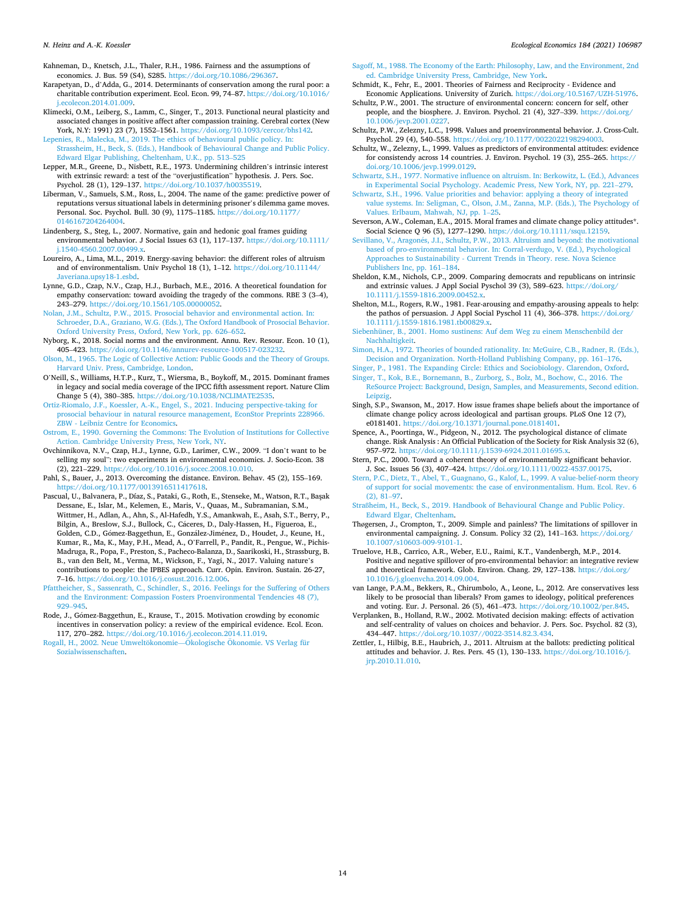Kahneman, D., Knetsch, J.L., Thaler, R.H., 1986. Fairness and the assumptions of economics. J. Bus. 59 (S4), S285. https://doi.org/10.1086/296367.

Karapetyan, D., d'Adda, G., 2014. Determinants of conservation among the rural poor: a charitable contribution experiment. Ecol. Econ. 99, 74–87. https://doi.org/10.1016/j.ecolecon.2014.01.009.

Klimecki, O.M., Leiberg, S., Lamm, C., Singer, T., 2013. Functional neural plasticity and associated changes in positive affect after compassion training. Cerebral cortex (New York, N.Y: 1991) 23 (7), 1552–1561. https://doi.org/10.1093/cercor/bhs142.

Lepenies, R., Malecka, M., 2019. The ethics of behavioural public policy. In: Strassheim, H., Beck, S. (Eds.), Handbook of Behavioural Change and Public Policy. Edward Elgar Publishing, Cheltenham, U.K., pp. 513–525

Lepper, M.R., Greene, D., Nisbett, R.E., 1973. Undermining children's intrinsic interest with extrinsic reward: a test of the "overjustification" hypothesis. J. Pers. Soc. Psychol. 28 (1), 129–137. https://doi.org/10.1037/h0035519.

Liberman, V., Samuels, S.M., Ross, L., 2004. The name of the game: predictive power of reputations versus situational labels in determining prisoner's dilemma game moves. Personal. Soc. Psychol. Bull. 30 (9), 1175–1185. https://doi.org/10.1177/0146167204264004.

Lindenberg, S., Steg, L., 2007. Normative, gain and hedonic goal frames guiding environmental behavior. J Social Issues 63 (1), 117–137. https://doi.org/10.1111/j.1540-4560.2007.00499.x.

Loureiro, A., Lima, M.L., 2019. Energy-saving behavior: the different roles of altruism and of environmentalism. Univ Psychol 18 (1), 1–12. https://doi.org/10.11144/Javeriana.upsy18-1.esbd.

Lynne, G.D., Czap, N.V., Czap, H.J., Burbach, M.E., 2016. A theoretical foundation for empathy conservation: toward avoiding the tragedy of the commons. RBE 3 (3–4), 243–279. https://doi.org/10.1561/105.00000052.

Nolan, J.M., Schultz, P.W., 2015. Prosocial behavior and environmental action. In: Schroeder, D.A., Graziano, W.G. (Eds.), The Oxford Handbook of Prosocial Behavior. Oxford University Press, Oxford, New York, pp. 626–652.

Nyborg, K., 2018. Social norms and the environment. Annu. Rev. Resour. Econ. 10 (1), 405–423. https://doi.org/10.1146/annurev-resource-100517-023232.

Olson, M., 1965. The Logic of Collective Action: Public Goods and the Theory of Groups. Harvard Univ. Press, Cambridge, London.

O'Neill, S., Williams, H.T.P., Kurz, T., Wiersma, B., Boykoff, M., 2015. Dominant frames in legacy and social media coverage of the IPCC fifth assessment report. Nature Clim Change 5 (4), 380–385. https://doi.org/10.1038/NCLIMATE2535.

Ortiz-Riomalo, J.F., Koessler, A.-K., Engel, S., 2021. Inducing perspective-taking for prosocial behaviour in natural resource management, EconStor Preprints 228966. ZBW - Leibniz Centre for Economics.

Ostrom, E., 1990. Governing the Commons: The Evolution of Institutions for Collective Action. Cambridge University Press, New York, NY.

Ovchinnikova, N.V., Czap, H.J., Lynne, G.D., Larimer, C.W., 2009. "I don't want to be selling my soul": two experiments in environmental economics. J. Socio-Econ. 38 (2), 221–229. https://doi.org/10.1016/j.socec.2008.10.010.

Pahl, S., Bauer, J., 2013. Overcoming the distance. Environ. Behav. 45 (2), 155–169. https://doi.org/10.1177/0013916511417618.

Pascual, U., Balvanera, P., Díaz, S., Pataki, G., Roth, E., Stenseke, M., Watson, R.T., Başak Dessane, E., Islar, M., Kelemen, E., Maris, V., Quaas, M., Subramanian, S.M., Wittmer, H., Adlan, A., Ahn, S., Al-Hafedh, Y.S., Amankwah, E., Asah, S.T., Berry, P., Bilgin, A., Breslow, S.J., Bullock, C., Cáceres, D., Daly-Hassen, H., Figueroa, E., Golden, C.D., Gómez-Baggethun, E., González-Jiménez, D., Houdet, J., Keune, H., Kumar, R., Ma, K., May, P.H., Mead, A., O'Farrell, P., Pandit, R., Pengue, W., Pichis-Madruga, R., Popa, F., Preston, S., Pacheco-Balanza, D., Saarikoski, H., Strassburg, B. B., van den Belt, M., Verma, M., Wickson, F., Yagi, N., 2017. Valuing nature's contributions to people: the IPBES approach. Curr. Opin. Environ. Sustain. 26-27, 7–16. https://doi.org/10.1016/j.cosust.2016.12.006.

Pfattheicher, S., Sassenrath, C., Schindler, S., 2016. Feelings for the Suffering of Others and the Environment: Compassion Fosters Proenvironmental Tendencies 48 (7), 929–945.

Rode, J., Gómez-Baggethun, E., Krause, T., 2015. Motivation crowding by economic incentives in conservation policy: a review of the empirical evidence. Ecol. Econ. 117, 270–282. https://doi.org/10.1016/j.ecolecon.2014.11.019.

Rogall, H., 2002. Neue Umweltökonomie—Ökologische Ökonomie. VS Verlag für Sozialwissenschaften.

Sagoff, M., 1988. The Economy of the Earth: Philosophy, Law, and the Environment, 2nd ed. Cambridge University Press, Cambridge, New York.

Schmidt, K., Fehr, E., 2001. Theories of Fairness and Reciprocity - Evidence and Economic Applications. University of Zurich. https://doi.org/10.5167/UZH-51976.

Schultz, P.W., 2001. The structure of environmental concern: concern for self, other people, and the biosphere. J. Environ. Psychol. 21 (4), 327–339. https://doi.org/10.1006/jevp.2001.0227.

Schultz, P.W., Zelezny, L.C., 1998. Values and proenvironmental behavior. J. Cross-Cult. Psychol. 29 (4), 540–558. https://doi.org/10.1177/0022022198294003.

Schultz, W., Zelezny, L., 1999. Values as predictors of environmental attitudes: evidence for consistency across 14 countries. J. Environ. Psychol. 19 (3), 255–265. https://doi.org/10.1006/jevp.1999.0129.

Schwartz, S.H., 1977. Normative influence on altruism. In: Berkowitz, L. (Ed.), Advances in Experimental Social Psychology. Academic Press, New York, NY, pp. 221–279.

Schwartz, S.H., 1996. Value priorities and behavior: applying a theory of integrated value systems. In: Seligman, C., Olson, J.M., Zanna, M.P. (Eds.), The Psychology of Values. Erlbaum, Mahwah, NJ, pp. 1–25.

Severson, A.W., Coleman, E.A., 2015. Moral frames and climate change policy attitudes*. Social Science Q 96 (5), 1277–1290. https://doi.org/10.1111/ssqu.12159.

Sevillano, V., Aragonés, J.I., Schultz, P.W., 2013. Altruism and beyond: the motivational based of pro-environmental behavior. In: Corral-verdugo, V. (Ed.), Psychological Approaches to Sustainability - Current Trends in Theory. rese. Nova Science Publishers Inc, pp. 161–184.

Sheldon, K.M., Nichols, C.P., 2009. Comparing democrats and republicans on intrinsic and extrinsic values. J Appl Social Psychol 39 (3), 589–623. https://doi.org/10.1111/j.1559-1816.2009.00452.x.

Shelton, M.L., Rogers, R.W., 1981. Fear-arousing and empathy-arousing appeals to help: the pathos of persuasion. J Appl Social Psychol 11 (4), 366–378. https://doi.org/10.1111/j.1559-1816.1981.tb00829.x.

Siebenhüner, B., 2001. Homo sustinens: Auf dem Weg zu einem Menschenbild der Nachhaltigkeit.

Simon, H.A., 1972. Theories of bounded rationality. In: McGuire, C.B., Radner, R. (Eds.), Decision and Organization. North-Holland Publishing Company, pp. 161–176.

Singer, P., 1981. The Expanding Circle: Ethics and Sociobiology. Clarendon, Oxford.

Singer, T., Kok, B.E., Bornemann, B., Zurborg, S., Bolz, M., Bochow, C., 2016. The ReSource Project: Background, Design, Samples, and Measurements, Second edition. Leipzig.

Singh, S.P., Swanson, M., 2017. How issue frames shape beliefs about the importance of climate change policy across ideological and partisan groups. PLoS One 12 (7), e0181401. https://doi.org/10.1371/journal.pone.0181401.

Spence, A., Poortinga, W., Pidgeon, N., 2012. The psychological distance of climate change. Risk Analysis : An Official Publication of the Society for Risk Analysis 32 (6), 957–972. https://doi.org/10.1111/j.1539-6924.2011.01695.x.

Stern, P.C., 2000. Toward a coherent theory of environmentally significant behavior. J. Soc. Issues 56 (3), 407–424. https://doi.org/10.1111/0022-4537.00175.

Stern, P.C., Dietz, T., Abel, T., Guagnano, G., Kalof, L., 1999. A value-belief-norm theory of support for social movements: the case of environmentalism. Hum. Ecol. Rev. 6 (2), 81–97.

Straßheim, H., Beck, S., 2019. Handbook of Behavioural Change and Public Policy. Edward Elgar, Cheltenham.

Thøgersen, J., Crompton, T., 2009. Simple and painless? The limitations of spillover in environmental campaigning. J. Consum. Policy 32 (2), 141–163. https://doi.org/10.1007/s10603-009-9101-1.

Truelove, H.B., Carrico, A.R., Weber, E.U., Raimi, K.T., Vandenbergh, M.P., 2014. Positive and negative spillover of pro-environmental behavior: an integrative review and theoretical framework. Glob. Environ. Chang. 29, 127–138. https://doi.org/10.1016/j.gloenvcha.2014.09.004.

van Lange, P.A.M., Bekkers, R., Chirumbolo, A., Leone, L., 2012. Are conservatives less likely to be prosocial than liberals? From games to ideology, political preferences and voting. Eur. J. Personal. 26 (5), 461–473. https://doi.org/10.1002/per.845.

Verplanken, B., Holland, R.W., 2002. Motivated decision making: effects of activation and self-centrality of values on choices and behavior. J. Pers. Soc. Psychol. 82 (3), 434–447. https://doi.org/10.1037//0022-3514.82.3.434.

Zettler, I., Hilbig, B.E., Haubrich, J., 2011. Altruism at the ballots: predicting political attitudes and behavior. J. Res. Pers. 45 (1), 130–133. https://doi.org/10.1016/j.jrp.2010.11.010.